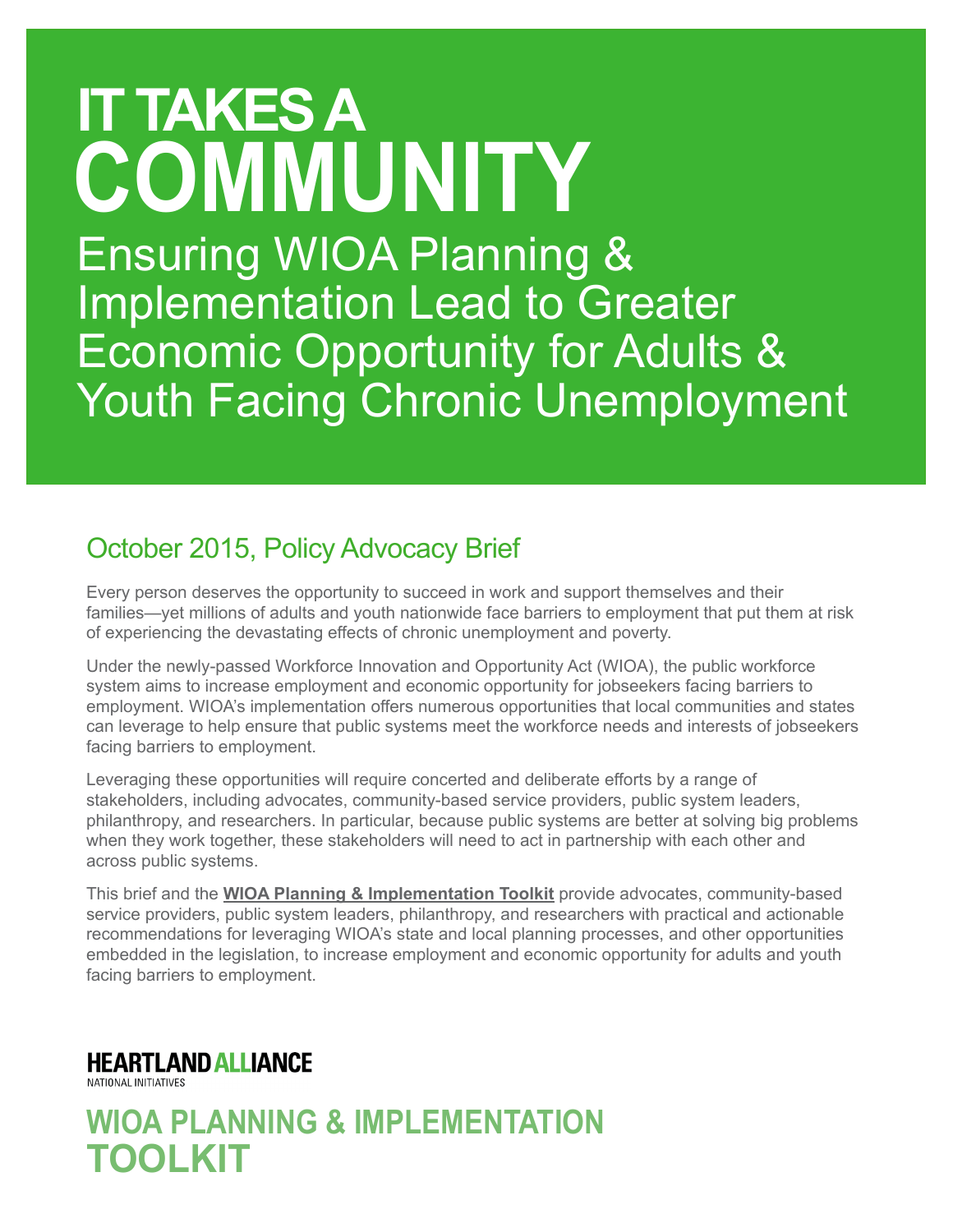# IT TAKES A COMMUNITY

## Ensuring WIOA Planning & Implementation Lead to Greater Economic Opportunity for Adults & Youth Facing Chronic Unemployment

### October 2015, Policy Advocacy Brief

Every person deserves the opportunity to succeed in work and support themselves and their families—yet millions of adults and youth nationwide face barriers to employment that put them at risk of experiencing the devastating effects of chronic unemployment and poverty.

Under the newly-passed Workforce Innovation and Opportunity Act (WIOA), the public workforce system aims to increase employment and economic opportunity for jobseekers facing barriers to employment. WIOA's implementation offers numerous opportunities that local communities and states can leverage to help ensure that public systems meet the workforce needs and interests of jobseekers facing barriers to employment.

Leveraging these opportunities will require concerted and deliberate efforts by a range of stakeholders, including advocates, community-based service providers, public system leaders, philanthropy, and researchers. In particular, because public systems are better at solving big problems when they work together, these stakeholders will need to act in partnership with each other and across public systems.

This brief and the **WIOA Planning & Implementation Toolkit** provide advocates, community-based service providers, public system leaders, philanthropy, and researchers with practical and actionable recommendations for leveraging WIOA's state and local planning processes, and other opportunities embedded in the legislation, to increase employment and economic opportunity for adults and youth facing barriers to employment.

**HEARTLAND ALLIANCE**
NATIONAL INITIATIVES

## WIOA PLANNING & IMPLEMENTATION TOOLKIT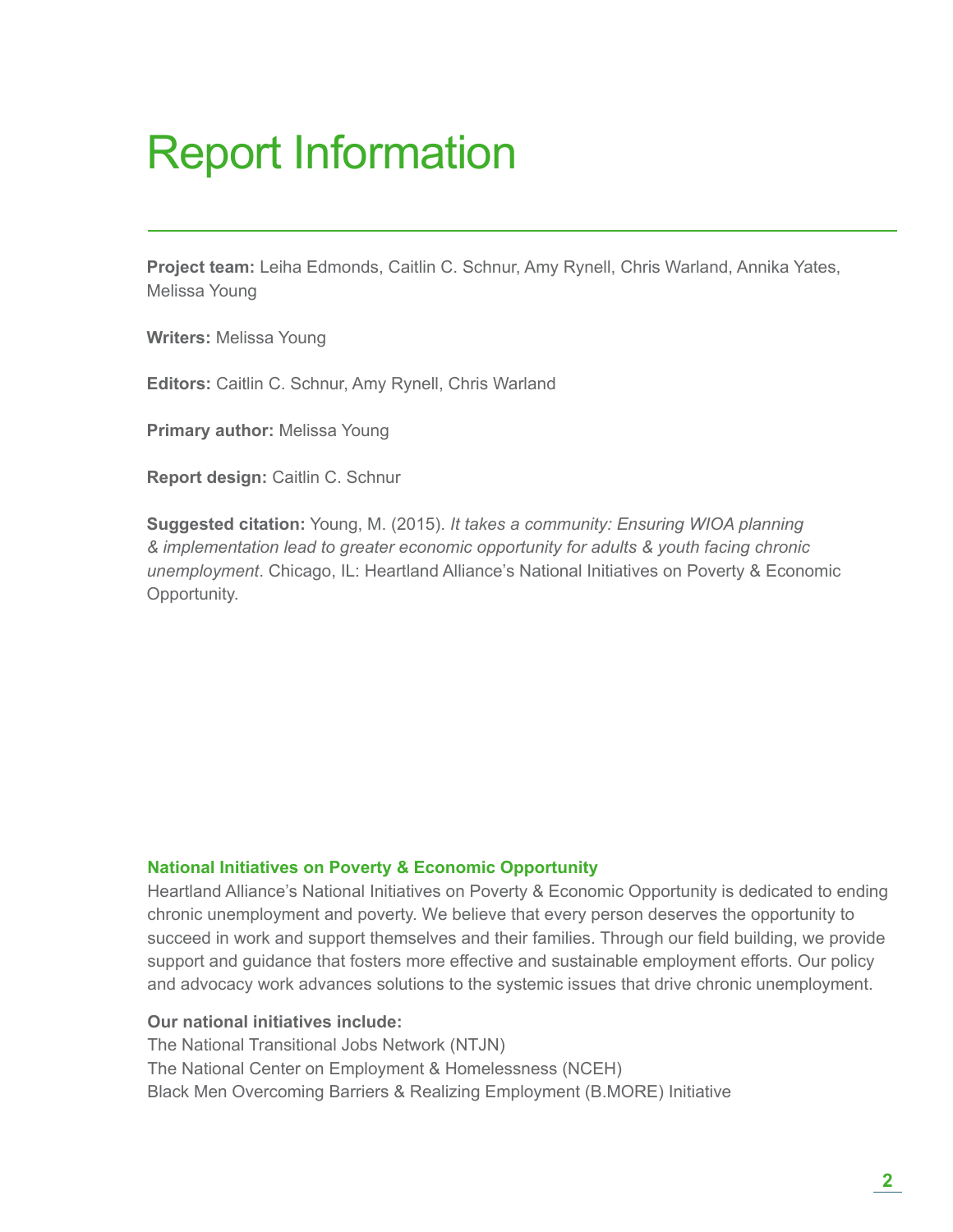# Report Information

**Project team:** Leiha Edmonds, Caitlin C. Schnur, Amy Rynell, Chris Warland, Annika Yates, Melissa Young

**Writers:** Melissa Young

**Editors:** Caitlin C. Schnur, Amy Rynell, Chris Warland

**Primary author:** Melissa Young

**Report design:** Caitlin C. Schnur

**Suggested citation:** Young, M. (2015). *It takes a community: Ensuring WIOA planning & implementation lead to greater economic opportunity for adults & youth facing chronic unemployment*. Chicago, IL: Heartland Alliance's National Initiatives on Poverty & Economic Opportunity.

## National Initiatives on Poverty & Economic Opportunity

Heartland Alliance's National Initiatives on Poverty & Economic Opportunity is dedicated to ending chronic unemployment and poverty. We believe that every person deserves the opportunity to succeed in work and support themselves and their families. Through our field building, we provide support and guidance that fosters more effective and sustainable employment efforts. Our policy and advocacy work advances solutions to the systemic issues that drive chronic unemployment.

**Our national initiatives include:**

The National Transitional Jobs Network (NTJN)
The National Center on Employment & Homelessness (NCEH)
Black Men Overcoming Barriers & Realizing Employment (B.MORE) Initiative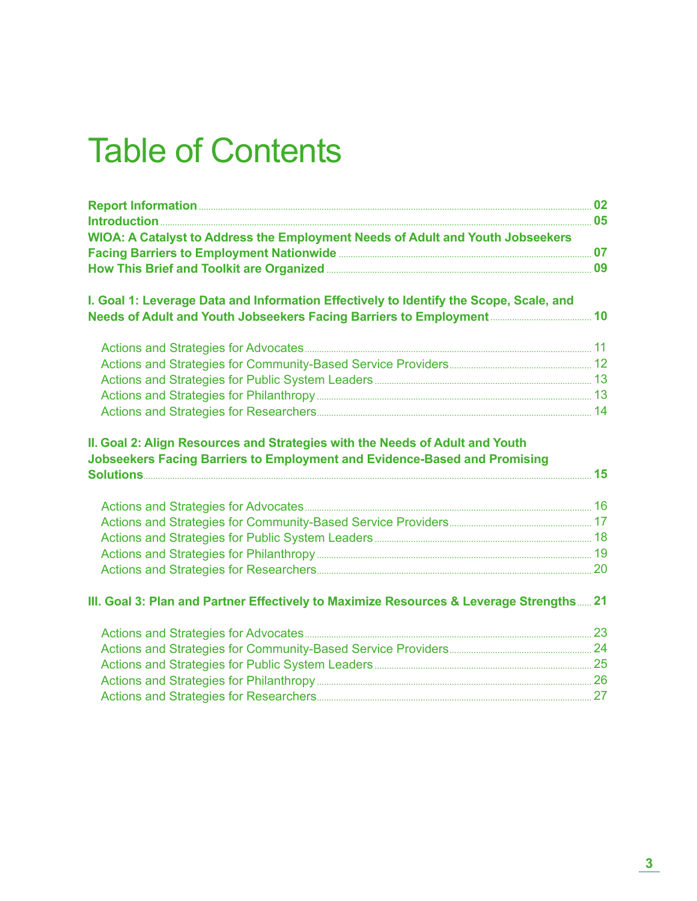# Table of Contents

**Report Information** .......... **02**
**Introduction** .......... **05**
**WIOA: A Catalyst to Address the Employment Needs of Adult and Youth Jobseekers Facing Barriers to Employment Nationwide** .......... **07**
**How This Brief and Toolkit are Organized** .......... **09**

**I. Goal 1: Leverage Data and Information Effectively to Identify the Scope, Scale, and Needs of Adult and Youth Jobseekers Facing Barriers to Employment** .......... **10**

- Actions and Strategies for Advocates .......... 11
- Actions and Strategies for Community-Based Service Providers .......... 12
- Actions and Strategies for Public System Leaders .......... 13
- Actions and Strategies for Philanthropy .......... 13
- Actions and Strategies for Researchers .......... 14

**II. Goal 2: Align Resources and Strategies with the Needs of Adult and Youth Jobseekers Facing Barriers to Employment and Evidence-Based and Promising Solutions** .......... **15**

- Actions and Strategies for Advocates .......... 16
- Actions and Strategies for Community-Based Service Providers .......... 17
- Actions and Strategies for Public System Leaders .......... 18
- Actions and Strategies for Philanthropy .......... 19
- Actions and Strategies for Researchers .......... 20

**III. Goal 3: Plan and Partner Effectively to Maximize Resources & Leverage Strengths** .......... **21**

- Actions and Strategies for Advocates .......... 23
- Actions and Strategies for Community-Based Service Providers .......... 24
- Actions and Strategies for Public System Leaders .......... 25
- Actions and Strategies for Philanthropy .......... 26
- Actions and Strategies for Researchers .......... 27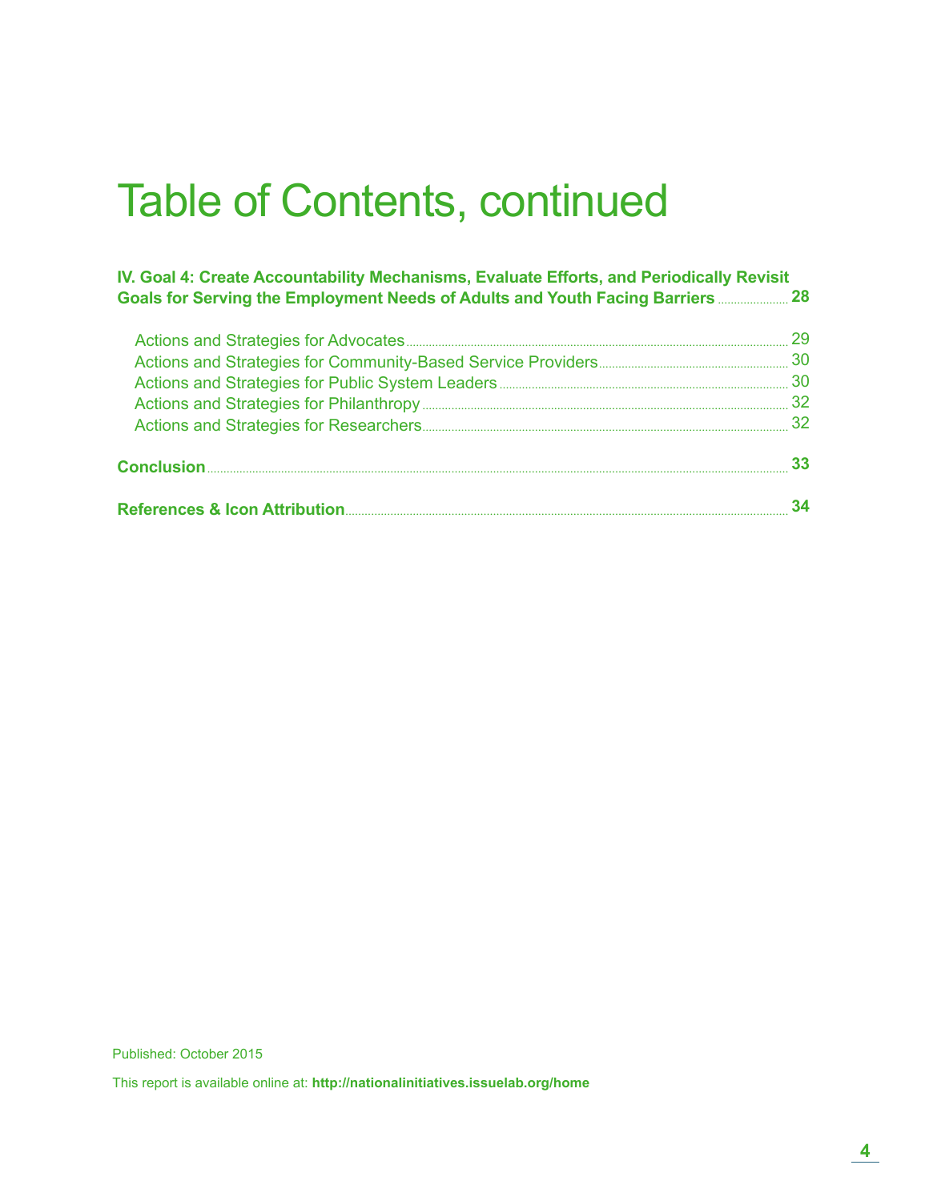# Table of Contents, continued

**IV. Goal 4: Create Accountability Mechanisms, Evaluate Efforts, and Periodically Revisit Goals for Serving the Employment Needs of Adults and Youth Facing Barriers** ..... **28**

- Actions and Strategies for Advocates ..... 29
- Actions and Strategies for Community-Based Service Providers ..... 30
- Actions and Strategies for Public System Leaders ..... 30
- Actions and Strategies for Philanthropy ..... 32
- Actions and Strategies for Researchers ..... 32

**Conclusion** ..... **33**

**References & Icon Attribution** ..... **34**

Published: October 2015

This report is available online at: **http://nationalinitiatives.issuelab.org/home**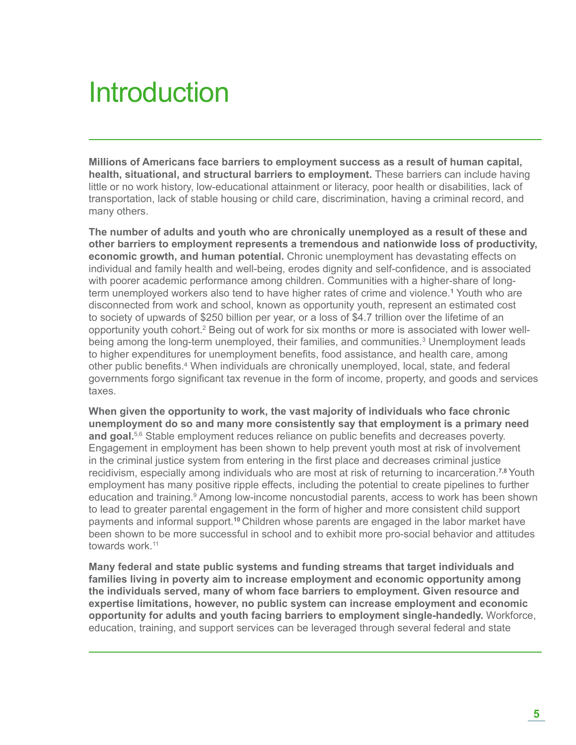# Introduction

**Millions of Americans face barriers to employment success as a result of human capital, health, situational, and structural barriers to employment.** These barriers can include having little or no work history, low-educational attainment or literacy, poor health or disabilities, lack of transportation, lack of stable housing or child care, discrimination, having a criminal record, and many others.

**The number of adults and youth who are chronically unemployed as a result of these and other barriers to employment represents a tremendous and nationwide loss of productivity, economic growth, and human potential.** Chronic unemployment has devastating effects on individual and family health and well-being, erodes dignity and self-confidence, and is associated with poorer academic performance among children. Communities with a higher-share of long-term unemployed workers also tend to have higher rates of crime and violence.[1] Youth who are disconnected from work and school, known as opportunity youth, represent an estimated cost to society of upwards of $250 billion per year, or a loss of $4.7 trillion over the lifetime of an opportunity youth cohort.[2] Being out of work for six months or more is associated with lower well-being among the long-term unemployed, their families, and communities.[3] Unemployment leads to higher expenditures for unemployment benefits, food assistance, and health care, among other public benefits.[4] When individuals are chronically unemployed, local, state, and federal governments forgo significant tax revenue in the form of income, property, and goods and services taxes.

**When given the opportunity to work, the vast majority of individuals who face chronic unemployment do so and many more consistently say that employment is a primary need and goal.**[5,6] Stable employment reduces reliance on public benefits and decreases poverty. Engagement in employment has been shown to help prevent youth most at risk of involvement in the criminal justice system from entering in the first place and decreases criminal justice recidivism, especially among individuals who are most at risk of returning to incarceration.[7,8] Youth employment has many positive ripple effects, including the potential to create pipelines to further education and training.[9] Among low-income noncustodial parents, access to work has been shown to lead to greater parental engagement in the form of higher and more consistent child support payments and informal support.[10] Children whose parents are engaged in the labor market have been shown to be more successful in school and to exhibit more pro-social behavior and attitudes towards work.[11]

**Many federal and state public systems and funding streams that target individuals and families living in poverty aim to increase employment and economic opportunity among the individuals served, many of whom face barriers to employment. Given resource and expertise limitations, however, no public system can increase employment and economic opportunity for adults and youth facing barriers to employment single-handedly.** Workforce, education, training, and support services can be leveraged through several federal and state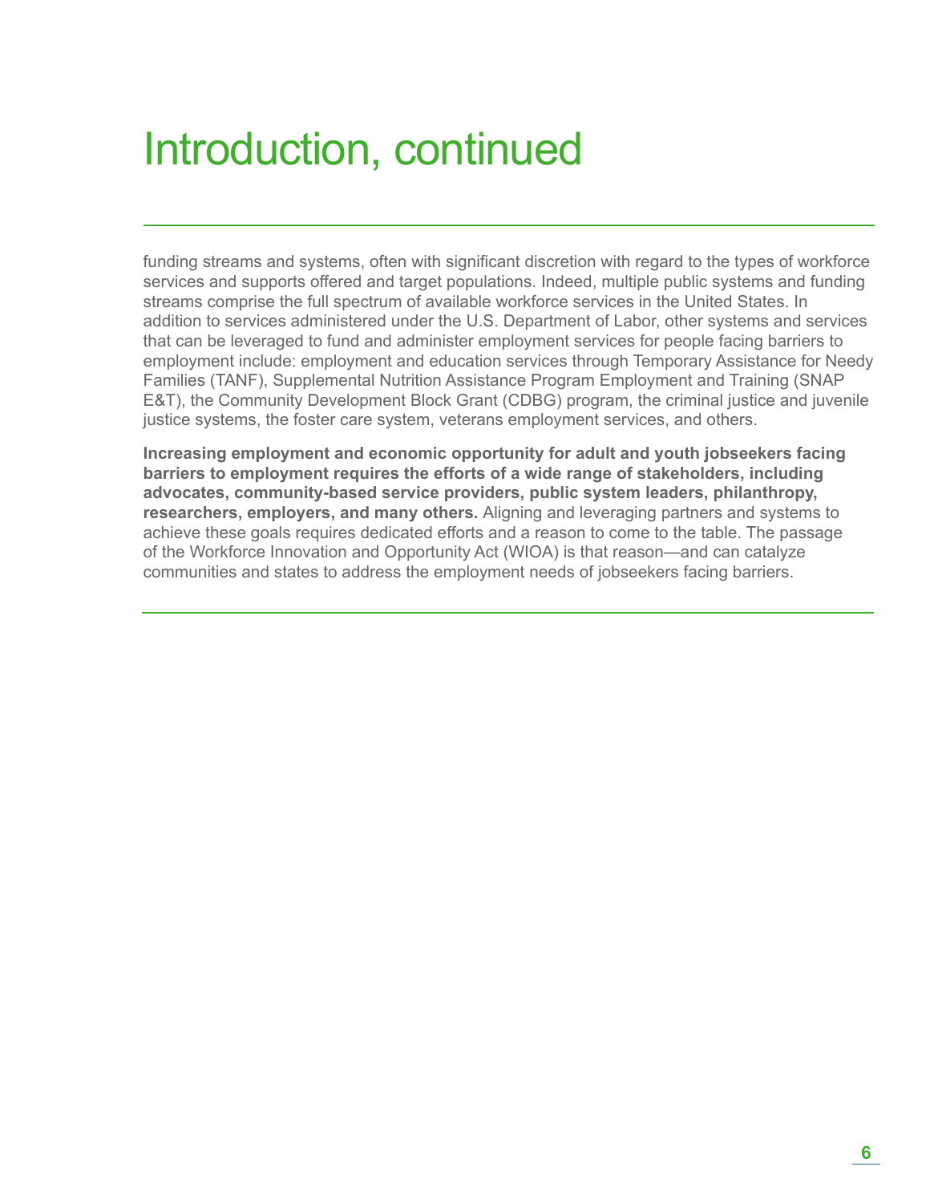# Introduction, continued

funding streams and systems, often with significant discretion with regard to the types of workforce services and supports offered and target populations. Indeed, multiple public systems and funding streams comprise the full spectrum of available workforce services in the United States. In addition to services administered under the U.S. Department of Labor, other systems and services that can be leveraged to fund and administer employment services for people facing barriers to employment include: employment and education services through Temporary Assistance for Needy Families (TANF), Supplemental Nutrition Assistance Program Employment and Training (SNAP E&T), the Community Development Block Grant (CDBG) program, the criminal justice and juvenile justice systems, the foster care system, veterans employment services, and others.

**Increasing employment and economic opportunity for adult and youth jobseekers facing barriers to employment requires the efforts of a wide range of stakeholders, including advocates, community-based service providers, public system leaders, philanthropy, researchers, employers, and many others.** Aligning and leveraging partners and systems to achieve these goals requires dedicated efforts and a reason to come to the table. The passage of the Workforce Innovation and Opportunity Act (WIOA) is that reason—and can catalyze communities and states to address the employment needs of jobseekers facing barriers.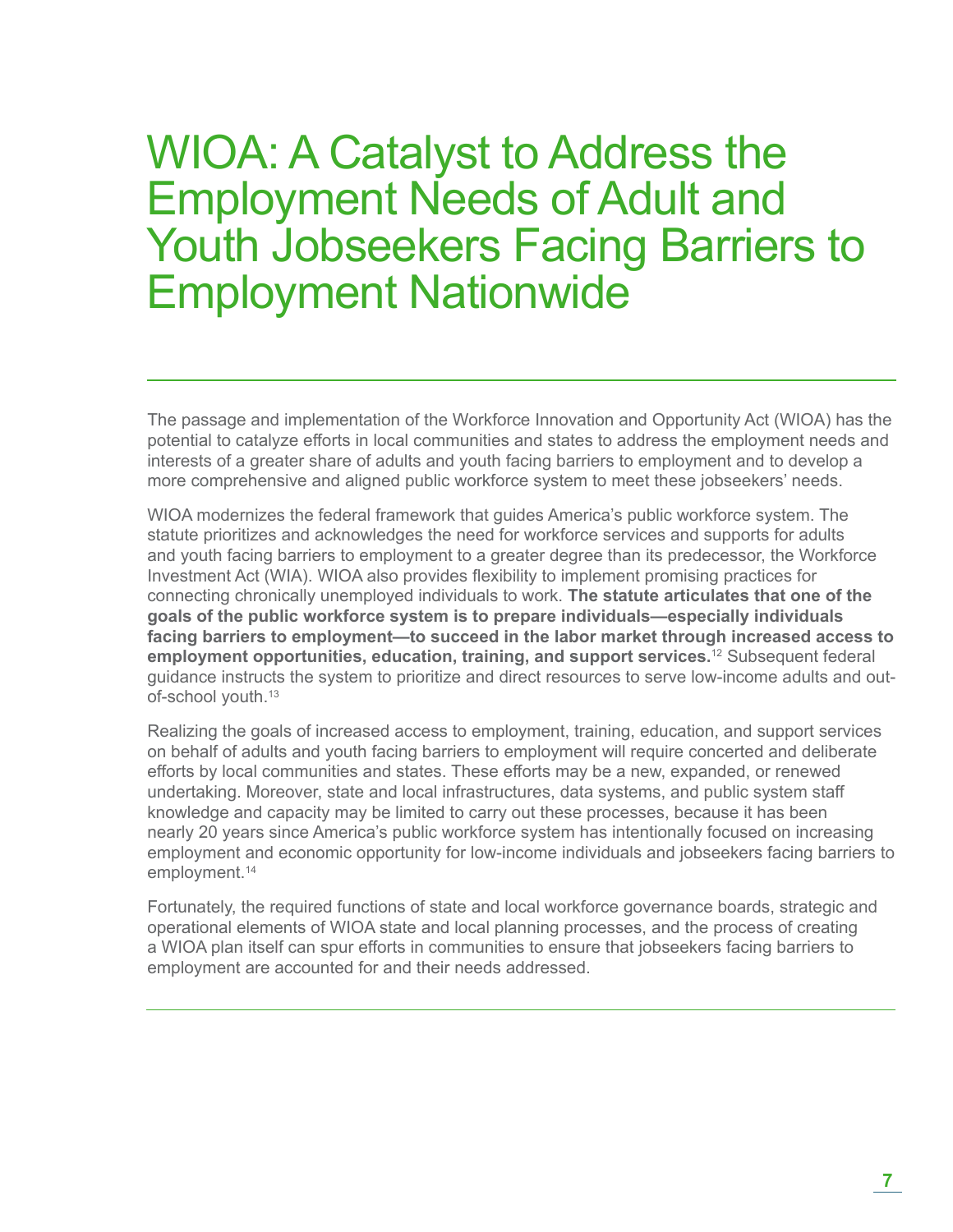# WIOA: A Catalyst to Address the Employment Needs of Adult and Youth Jobseekers Facing Barriers to Employment Nationwide

The passage and implementation of the Workforce Innovation and Opportunity Act (WIOA) has the potential to catalyze efforts in local communities and states to address the employment needs and interests of a greater share of adults and youth facing barriers to employment and to develop a more comprehensive and aligned public workforce system to meet these jobseekers' needs.

WIOA modernizes the federal framework that guides America's public workforce system. The statute prioritizes and acknowledges the need for workforce services and supports for adults and youth facing barriers to employment to a greater degree than its predecessor, the Workforce Investment Act (WIA). WIOA also provides flexibility to implement promising practices for connecting chronically unemployed individuals to work. **The statute articulates that one of the goals of the public workforce system is to prepare individuals—especially individuals facing barriers to employment—to succeed in the labor market through increased access to employment opportunities, education, training, and support services.**[12] Subsequent federal guidance instructs the system to prioritize and direct resources to serve low-income adults and out-of-school youth.[13]

Realizing the goals of increased access to employment, training, education, and support services on behalf of adults and youth facing barriers to employment will require concerted and deliberate efforts by local communities and states. These efforts may be a new, expanded, or renewed undertaking. Moreover, state and local infrastructures, data systems, and public system staff knowledge and capacity may be limited to carry out these processes, because it has been nearly 20 years since America's public workforce system has intentionally focused on increasing employment and economic opportunity for low-income individuals and jobseekers facing barriers to employment.[14]

Fortunately, the required functions of state and local workforce governance boards, strategic and operational elements of WIOA state and local planning processes, and the process of creating a WIOA plan itself can spur efforts in communities to ensure that jobseekers facing barriers to employment are accounted for and their needs addressed.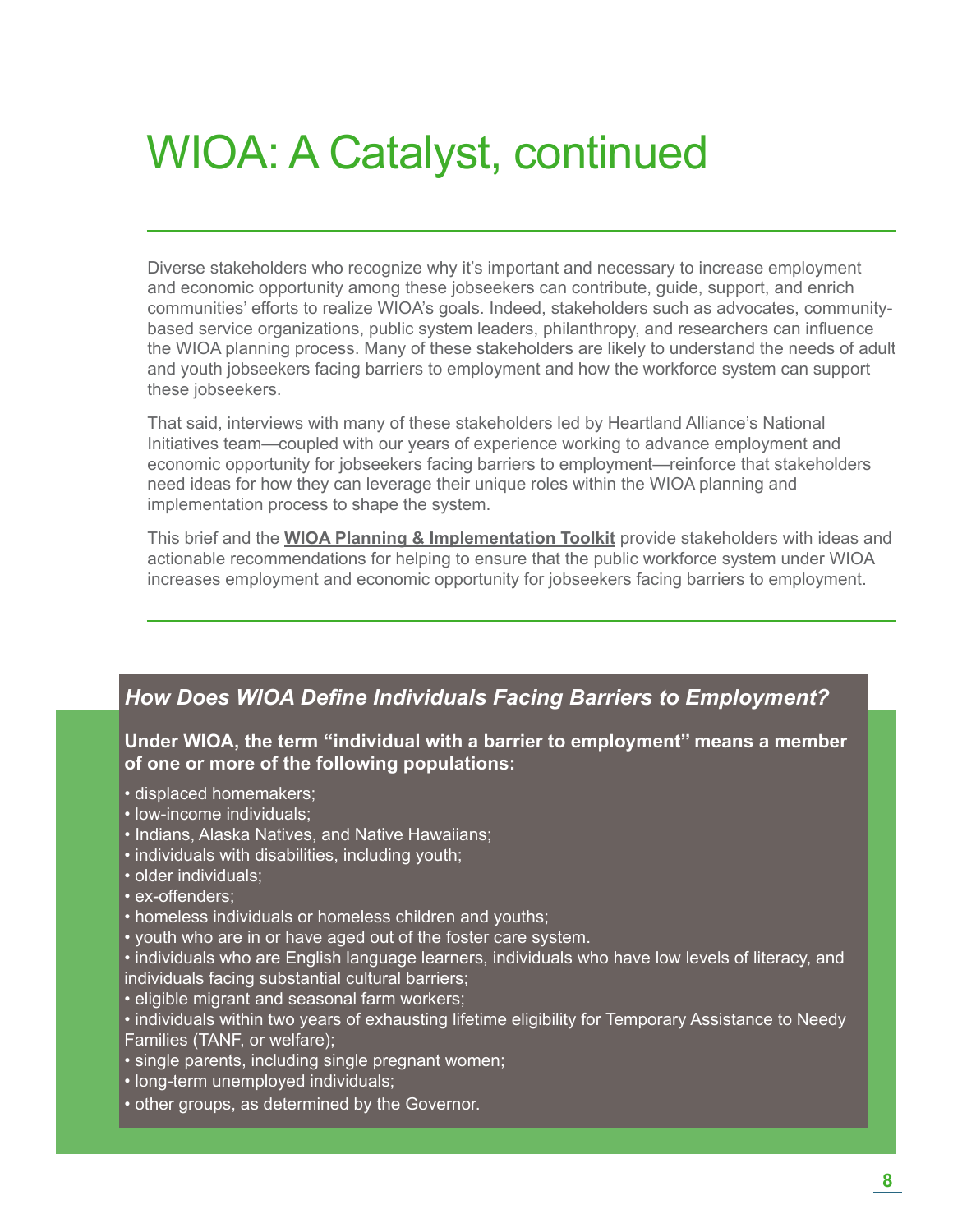# WIOA: A Catalyst, continued

Diverse stakeholders who recognize why it's important and necessary to increase employment and economic opportunity among these jobseekers can contribute, guide, support, and enrich communities' efforts to realize WIOA's goals. Indeed, stakeholders such as advocates, community-based service organizations, public system leaders, philanthropy, and researchers can influence the WIOA planning process. Many of these stakeholders are likely to understand the needs of adult and youth jobseekers facing barriers to employment and how the workforce system can support these jobseekers.

That said, interviews with many of these stakeholders led by Heartland Alliance's National Initiatives team—coupled with our years of experience working to advance employment and economic opportunity for jobseekers facing barriers to employment—reinforce that stakeholders need ideas for how they can leverage their unique roles within the WIOA planning and implementation process to shape the system.

This brief and the **WIOA Planning & Implementation Toolkit** provide stakeholders with ideas and actionable recommendations for helping to ensure that the public workforce system under WIOA increases employment and economic opportunity for jobseekers facing barriers to employment.

### *How Does WIOA Define Individuals Facing Barriers to Employment?*

**Under WIOA, the term "individual with a barrier to employment" means a member of one or more of the following populations:**

- displaced homemakers;
- low-income individuals;
- Indians, Alaska Natives, and Native Hawaiians;
- individuals with disabilities, including youth;
- older individuals;
- ex-offenders;
- homeless individuals or homeless children and youths;
- youth who are in or have aged out of the foster care system.
- individuals who are English language learners, individuals who have low levels of literacy, and individuals facing substantial cultural barriers;
- eligible migrant and seasonal farm workers;
- individuals within two years of exhausting lifetime eligibility for Temporary Assistance to Needy Families (TANF, or welfare);
- single parents, including single pregnant women;
- long-term unemployed individuals;
- other groups, as determined by the Governor.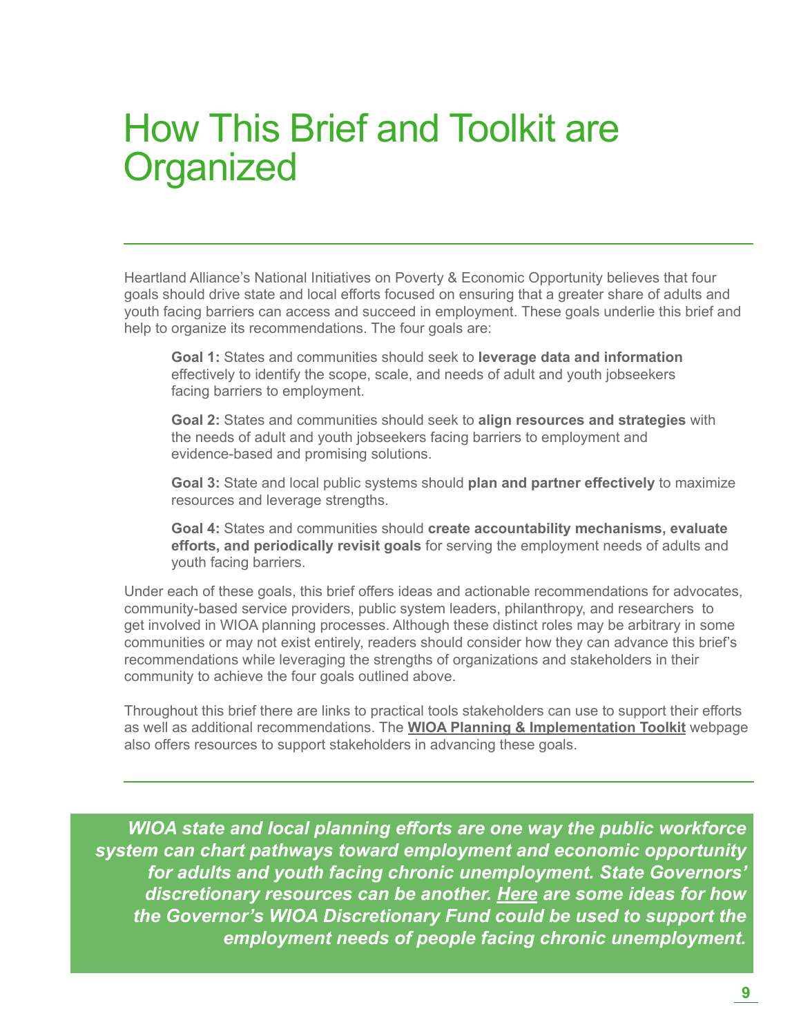# How This Brief and Toolkit are Organized

Heartland Alliance's National Initiatives on Poverty & Economic Opportunity believes that four goals should drive state and local efforts focused on ensuring that a greater share of adults and youth facing barriers can access and succeed in employment. These goals underlie this brief and help to organize its recommendations. The four goals are:

> **Goal 1:** States and communities should seek to **leverage data and information** effectively to identify the scope, scale, and needs of adult and youth jobseekers facing barriers to employment.
>
> **Goal 2:** States and communities should seek to **align resources and strategies** with the needs of adult and youth jobseekers facing barriers to employment and evidence-based and promising solutions.
>
> **Goal 3:** State and local public systems should **plan and partner effectively** to maximize resources and leverage strengths.
>
> **Goal 4:** States and communities should **create accountability mechanisms, evaluate efforts, and periodically revisit goals** for serving the employment needs of adults and youth facing barriers.

Under each of these goals, this brief offers ideas and actionable recommendations for advocates, community-based service providers, public system leaders, philanthropy, and researchers to get involved in WIOA planning processes. Although these distinct roles may be arbitrary in some communities or may not exist entirely, readers should consider how they can advance this brief's recommendations while leveraging the strengths of organizations and stakeholders in their community to achieve the four goals outlined above.

Throughout this brief there are links to practical tools stakeholders can use to support their efforts as well as additional recommendations. The **WIOA Planning & Implementation Toolkit** webpage also offers resources to support stakeholders in advancing these goals.

***WIOA state and local planning efforts are one way the public workforce system can chart pathways toward employment and economic opportunity for adults and youth facing chronic unemployment. State Governors' discretionary resources can be another. Here are some ideas for how the Governor's WIOA Discretionary Fund could be used to support the employment needs of people facing chronic unemployment.***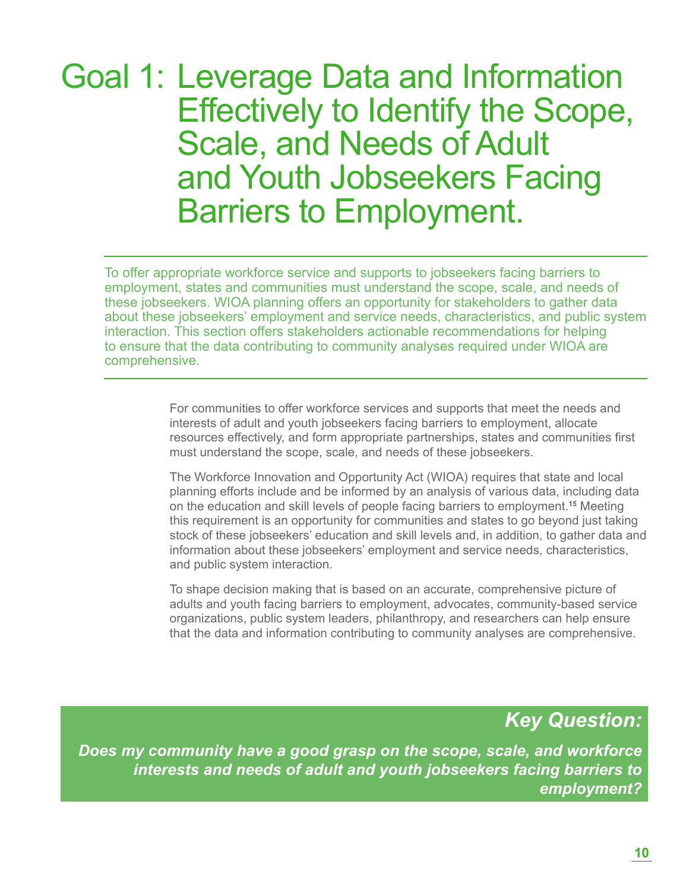# Goal 1: Leverage Data and Information Effectively to Identify the Scope, Scale, and Needs of Adult and Youth Jobseekers Facing Barriers to Employment.

To offer appropriate workforce service and supports to jobseekers facing barriers to employment, states and communities must understand the scope, scale, and needs of these jobseekers. WIOA planning offers an opportunity for stakeholders to gather data about these jobseekers' employment and service needs, characteristics, and public system interaction. This section offers stakeholders actionable recommendations for helping to ensure that the data contributing to community analyses required under WIOA are comprehensive.

For communities to offer workforce services and supports that meet the needs and interests of adult and youth jobseekers facing barriers to employment, allocate resources effectively, and form appropriate partnerships, states and communities first must understand the scope, scale, and needs of these jobseekers.

The Workforce Innovation and Opportunity Act (WIOA) requires that state and local planning efforts include and be informed by an analysis of various data, including data on the education and skill levels of people facing barriers to employment.[15] Meeting this requirement is an opportunity for communities and states to go beyond just taking stock of these jobseekers' education and skill levels and, in addition, to gather data and information about these jobseekers' employment and service needs, characteristics, and public system interaction.

To shape decision making that is based on an accurate, comprehensive picture of adults and youth facing barriers to employment, advocates, community-based service organizations, public system leaders, philanthropy, and researchers can help ensure that the data and information contributing to community analyses are comprehensive.

***Key Question:***

***Does my community have a good grasp on the scope, scale, and workforce interests and needs of adult and youth jobseekers facing barriers to employment?***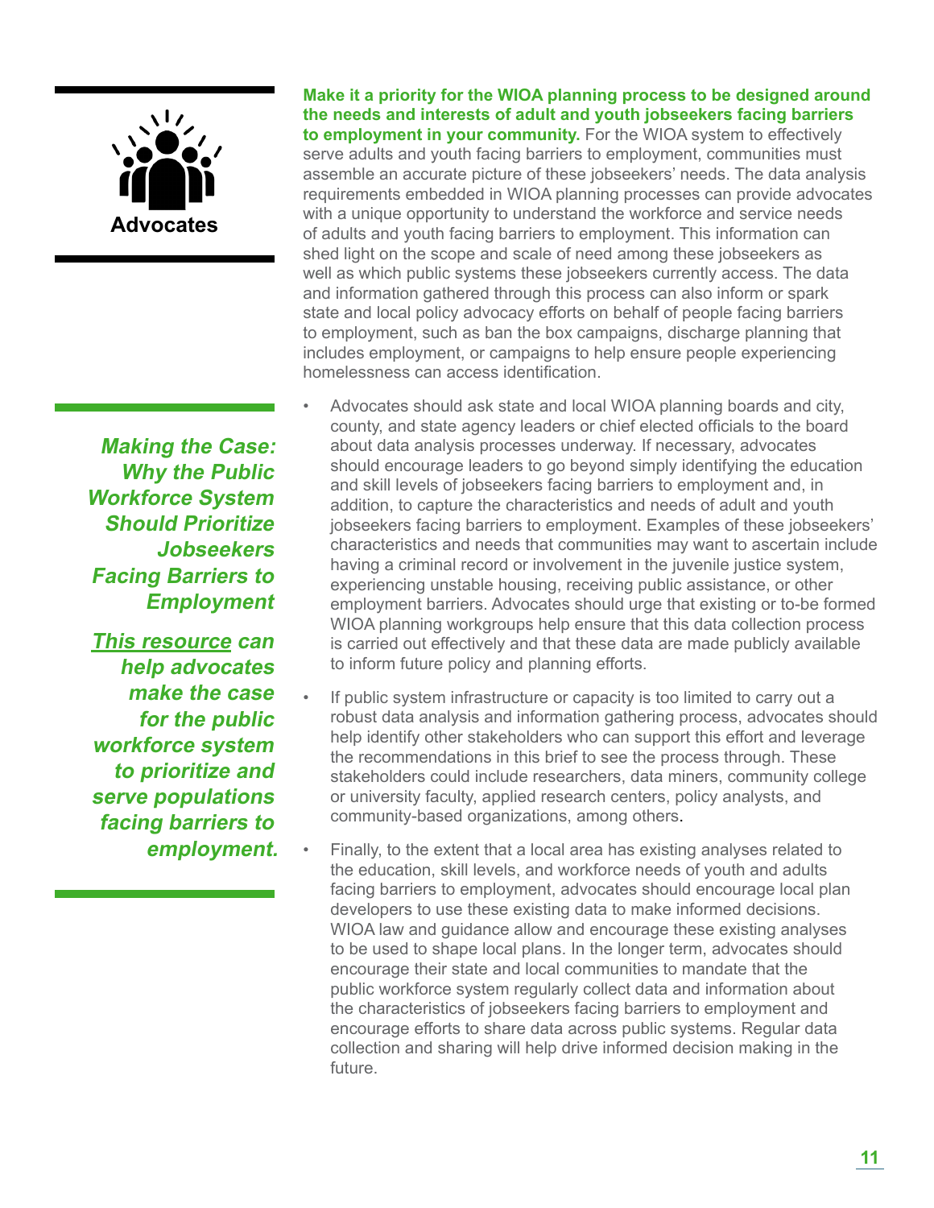### Advocates

**Make it a priority for the WIOA planning process to be designed around the needs and interests of adult and youth jobseekers facing barriers to employment in your community.** For the WIOA system to effectively serve adults and youth facing barriers to employment, communities must assemble an accurate picture of these jobseekers' needs. The data analysis requirements embedded in WIOA planning processes can provide advocates with a unique opportunity to understand the workforce and service needs of adults and youth facing barriers to employment. This information can shed light on the scope and scale of need among these jobseekers as well as which public systems these jobseekers currently access. The data and information gathered through this process can also inform or spark state and local policy advocacy efforts on behalf of people facing barriers to employment, such as ban the box campaigns, discharge planning that includes employment, or campaigns to help ensure people experiencing homelessness can access identification.

- Advocates should ask state and local WIOA planning boards and city, county, and state agency leaders or chief elected officials to the board about data analysis processes underway. If necessary, advocates should encourage leaders to go beyond simply identifying the education and skill levels of jobseekers facing barriers to employment and, in addition, to capture the characteristics and needs of adult and youth jobseekers facing barriers to employment. Examples of these jobseekers' characteristics and needs that communities may want to ascertain include having a criminal record or involvement in the juvenile justice system, experiencing unstable housing, receiving public assistance, or other employment barriers. Advocates should urge that existing or to-be formed WIOA planning workgroups help ensure that this data collection process is carried out effectively and that these data are made publicly available to inform future policy and planning efforts.
- If public system infrastructure or capacity is too limited to carry out a robust data analysis and information gathering process, advocates should help identify other stakeholders who can support this effort and leverage the recommendations in this brief to see the process through. These stakeholders could include researchers, data miners, community college or university faculty, applied research centers, policy analysts, and community-based organizations, among others.
- Finally, to the extent that a local area has existing analyses related to the education, skill levels, and workforce needs of youth and adults facing barriers to employment, advocates should encourage local plan developers to use these existing data to make informed decisions. WIOA law and guidance allow and encourage these existing analyses to be used to shape local plans. In the longer term, advocates should encourage their state and local communities to mandate that the public workforce system regularly collect data and information about the characteristics of jobseekers facing barriers to employment and encourage efforts to share data across public systems. Regular data collection and sharing will help drive informed decision making in the future.

***Making the Case: Why the Public Workforce System Should Prioritize Jobseekers Facing Barriers to Employment***

***This resource can help advocates make the case for the public workforce system to prioritize and serve populations facing barriers to employment.***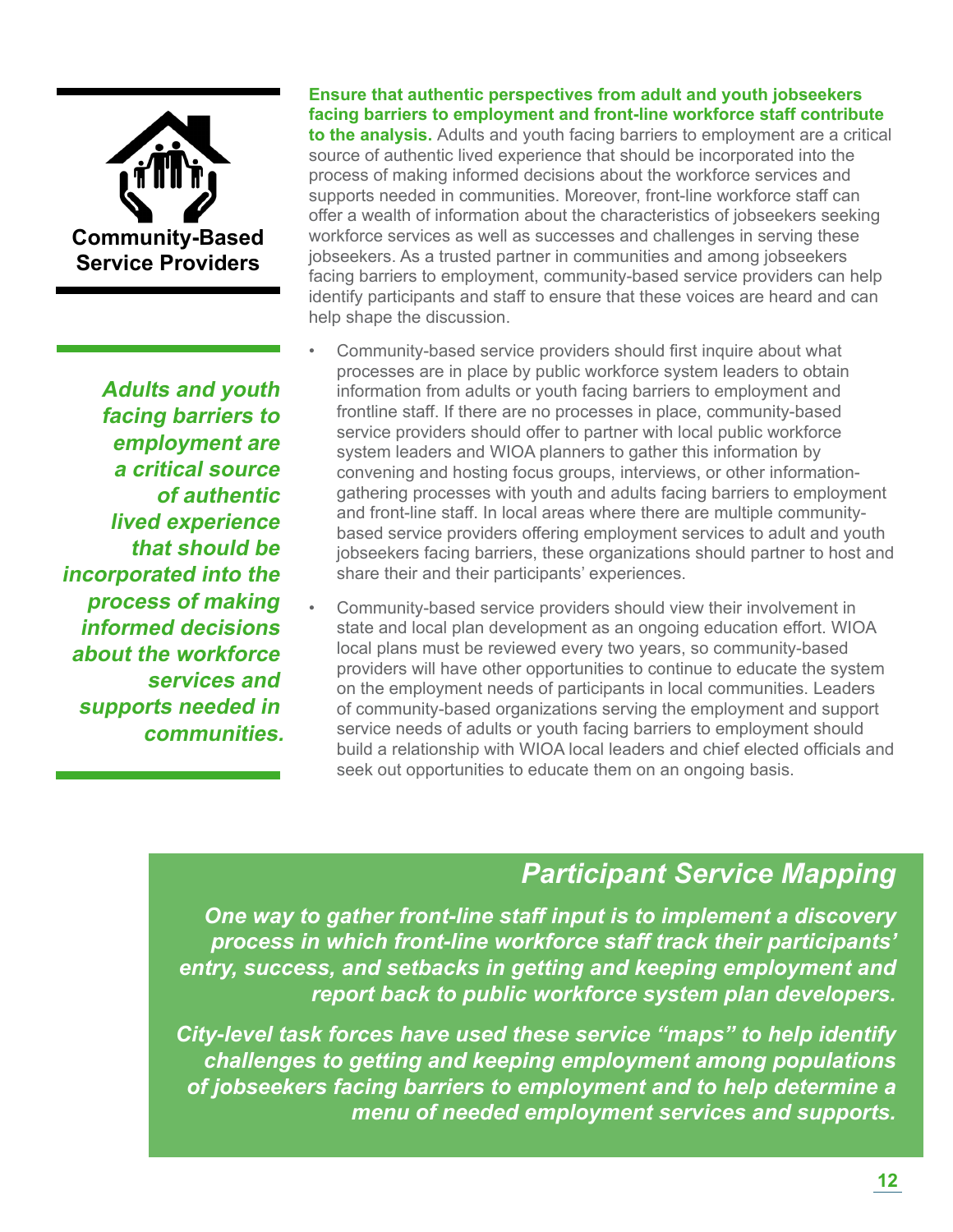**Community-Based Service Providers**

*Adults and youth facing barriers to employment are a critical source of authentic lived experience that should be incorporated into the process of making informed decisions about the workforce services and supports needed in communities.*

**Ensure that authentic perspectives from adult and youth jobseekers facing barriers to employment and front-line workforce staff contribute to the analysis.** Adults and youth facing barriers to employment are a critical source of authentic lived experience that should be incorporated into the process of making informed decisions about the workforce services and supports needed in communities. Moreover, front-line workforce staff can offer a wealth of information about the characteristics of jobseekers seeking workforce services as well as successes and challenges in serving these jobseekers. As a trusted partner in communities and among jobseekers facing barriers to employment, community-based service providers can help identify participants and staff to ensure that these voices are heard and can help shape the discussion.

- Community-based service providers should first inquire about what processes are in place by public workforce system leaders to obtain information from adults or youth facing barriers to employment and frontline staff. If there are no processes in place, community-based service providers should offer to partner with local public workforce system leaders and WIOA planners to gather this information by convening and hosting focus groups, interviews, or other information-gathering processes with youth and adults facing barriers to employment and front-line staff. In local areas where there are multiple community-based service providers offering employment services to adult and youth jobseekers facing barriers, these organizations should partner to host and share their and their participants' experiences.
- Community-based service providers should view their involvement in state and local plan development as an ongoing education effort. WIOA local plans must be reviewed every two years, so community-based providers will have other opportunities to continue to educate the system on the employment needs of participants in local communities. Leaders of community-based organizations serving the employment and support service needs of adults or youth facing barriers to employment should build a relationship with WIOA local leaders and chief elected officials and seek out opportunities to educate them on an ongoing basis.

## *Participant Service Mapping*

***One way to gather front-line staff input is to implement a discovery process in which front-line workforce staff track their participants' entry, success, and setbacks in getting and keeping employment and report back to public workforce system plan developers.***

***City-level task forces have used these service "maps" to help identify challenges to getting and keeping employment among populations of jobseekers facing barriers to employment and to help determine a menu of needed employment services and supports.***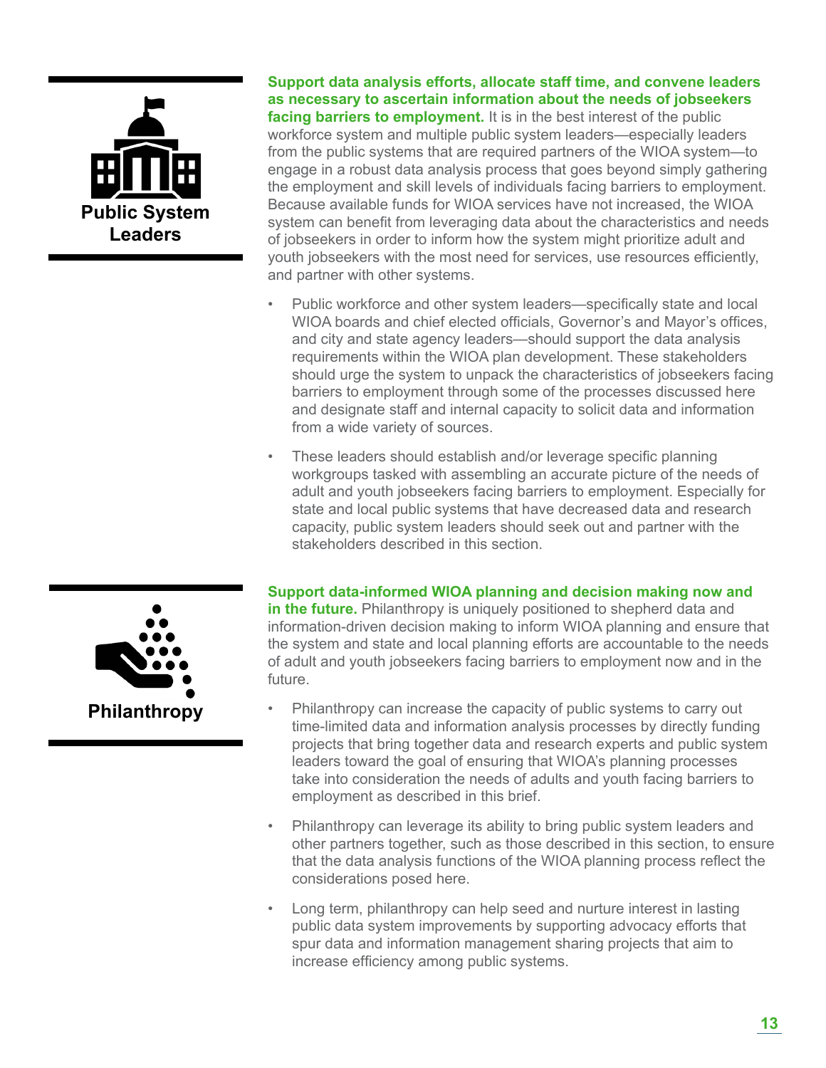### Public System Leaders

**Support data analysis efforts, allocate staff time, and convene leaders as necessary to ascertain information about the needs of jobseekers facing barriers to employment.** It is in the best interest of the public workforce system and multiple public system leaders—especially leaders from the public systems that are required partners of the WIOA system—to engage in a robust data analysis process that goes beyond simply gathering the employment and skill levels of individuals facing barriers to employment. Because available funds for WIOA services have not increased, the WIOA system can benefit from leveraging data about the characteristics and needs of jobseekers in order to inform how the system might prioritize adult and youth jobseekers with the most need for services, use resources efficiently, and partner with other systems.

- Public workforce and other system leaders—specifically state and local WIOA boards and chief elected officials, Governor's and Mayor's offices, and city and state agency leaders—should support the data analysis requirements within the WIOA plan development. These stakeholders should urge the system to unpack the characteristics of jobseekers facing barriers to employment through some of the processes discussed here and designate staff and internal capacity to solicit data and information from a wide variety of sources.
- These leaders should establish and/or leverage specific planning workgroups tasked with assembling an accurate picture of the needs of adult and youth jobseekers facing barriers to employment. Especially for state and local public systems that have decreased data and research capacity, public system leaders should seek out and partner with the stakeholders described in this section.

### Philanthropy

**Support data-informed WIOA planning and decision making now and in the future.** Philanthropy is uniquely positioned to shepherd data and information-driven decision making to inform WIOA planning and ensure that the system and state and local planning efforts are accountable to the needs of adult and youth jobseekers facing barriers to employment now and in the future.

- Philanthropy can increase the capacity of public systems to carry out time-limited data and information analysis processes by directly funding projects that bring together data and research experts and public system leaders toward the goal of ensuring that WIOA's planning processes take into consideration the needs of adults and youth facing barriers to employment as described in this brief.
- Philanthropy can leverage its ability to bring public system leaders and other partners together, such as those described in this section, to ensure that the data analysis functions of the WIOA planning process reflect the considerations posed here.
- Long term, philanthropy can help seed and nurture interest in lasting public data system improvements by supporting advocacy efforts that spur data and information management sharing projects that aim to increase efficiency among public systems.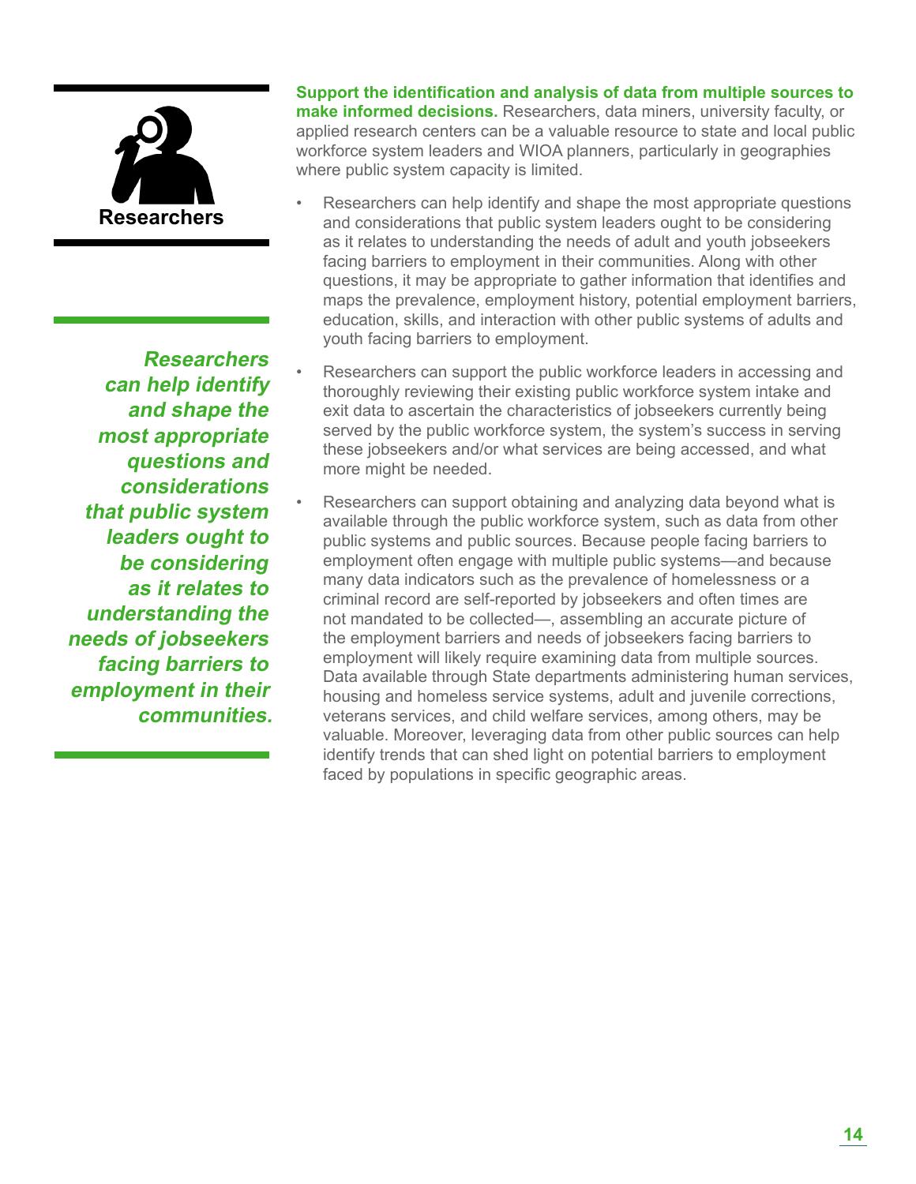## Researchers

*Researchers can help identify and shape the most appropriate questions and considerations that public system leaders ought to be considering as it relates to understanding the needs of jobseekers facing barriers to employment in their communities.*

**Support the identification and analysis of data from multiple sources to make informed decisions.** Researchers, data miners, university faculty, or applied research centers can be a valuable resource to state and local public workforce system leaders and WIOA planners, particularly in geographies where public system capacity is limited.

- Researchers can help identify and shape the most appropriate questions and considerations that public system leaders ought to be considering as it relates to understanding the needs of adult and youth jobseekers facing barriers to employment in their communities. Along with other questions, it may be appropriate to gather information that identifies and maps the prevalence, employment history, potential employment barriers, education, skills, and interaction with other public systems of adults and youth facing barriers to employment.
- Researchers can support the public workforce leaders in accessing and thoroughly reviewing their existing public workforce system intake and exit data to ascertain the characteristics of jobseekers currently being served by the public workforce system, the system's success in serving these jobseekers and/or what services are being accessed, and what more might be needed.
- Researchers can support obtaining and analyzing data beyond what is available through the public workforce system, such as data from other public systems and public sources. Because people facing barriers to employment often engage with multiple public systems—and because many data indicators such as the prevalence of homelessness or a criminal record are self-reported by jobseekers and often times are not mandated to be collected—, assembling an accurate picture of the employment barriers and needs of jobseekers facing barriers to employment will likely require examining data from multiple sources. Data available through State departments administering human services, housing and homeless service systems, adult and juvenile corrections, veterans services, and child welfare services, among others, may be valuable. Moreover, leveraging data from other public sources can help identify trends that can shed light on potential barriers to employment faced by populations in specific geographic areas.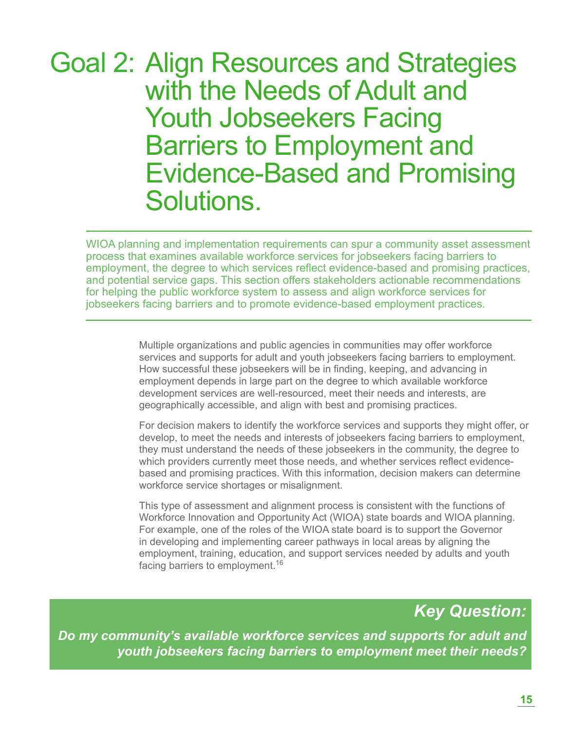# Goal 2: Align Resources and Strategies with the Needs of Adult and Youth Jobseekers Facing Barriers to Employment and Evidence-Based and Promising Solutions.

WIOA planning and implementation requirements can spur a community asset assessment process that examines available workforce services for jobseekers facing barriers to employment, the degree to which services reflect evidence-based and promising practices, and potential service gaps. This section offers stakeholders actionable recommendations for helping the public workforce system to assess and align workforce services for jobseekers facing barriers and to promote evidence-based employment practices.

Multiple organizations and public agencies in communities may offer workforce services and supports for adult and youth jobseekers facing barriers to employment. How successful these jobseekers will be in finding, keeping, and advancing in employment depends in large part on the degree to which available workforce development services are well-resourced, meet their needs and interests, are geographically accessible, and align with best and promising practices.

For decision makers to identify the workforce services and supports they might offer, or develop, to meet the needs and interests of jobseekers facing barriers to employment, they must understand the needs of these jobseekers in the community, the degree to which providers currently meet those needs, and whether services reflect evidence-based and promising practices. With this information, decision makers can determine workforce service shortages or misalignment.

This type of assessment and alignment process is consistent with the functions of Workforce Innovation and Opportunity Act (WIOA) state boards and WIOA planning. For example, one of the roles of the WIOA state board is to support the Governor in developing and implementing career pathways in local areas by aligning the employment, training, education, and support services needed by adults and youth facing barriers to employment.[16]

***Key Question:***

***Do my community's available workforce services and supports for adult and youth jobseekers facing barriers to employment meet their needs?***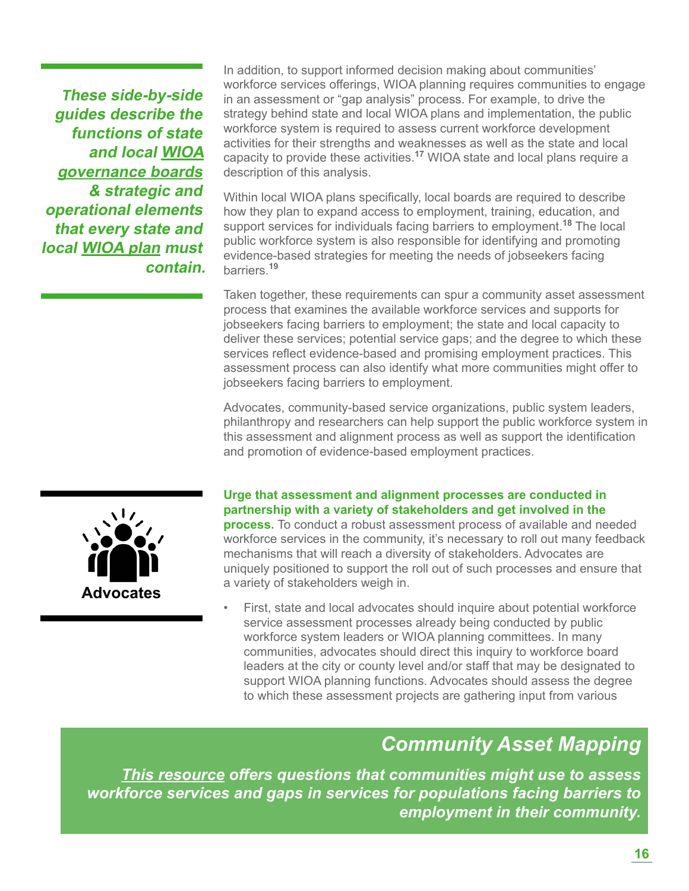*These side-by-side guides describe the functions of state and local WIOA governance boards & strategic and operational elements that every state and local WIOA plan must contain.*

In addition, to support informed decision making about communities' workforce services offerings, WIOA planning requires communities to engage in an assessment or "gap analysis" process. For example, to drive the strategy behind state and local WIOA plans and implementation, the public workforce system is required to assess current workforce development activities for their strengths and weaknesses as well as the state and local capacity to provide these activities.[17] WIOA state and local plans require a description of this analysis.

Within local WIOA plans specifically, local boards are required to describe how they plan to expand access to employment, training, education, and support services for individuals facing barriers to employment.[18] The local public workforce system is also responsible for identifying and promoting evidence-based strategies for meeting the needs of jobseekers facing barriers.[19]

Taken together, these requirements can spur a community asset assessment process that examines the available workforce services and supports for jobseekers facing barriers to employment; the state and local capacity to deliver these services; potential service gaps; and the degree to which these services reflect evidence-based and promising employment practices. This assessment process can also identify what more communities might offer to jobseekers facing barriers to employment.

Advocates, community-based service organizations, public system leaders, philanthropy and researchers can help support the public workforce system in this assessment and alignment process as well as support the identification and promotion of evidence-based employment practices.

**Advocates**

**Urge that assessment and alignment processes are conducted in partnership with a variety of stakeholders and get involved in the process.** To conduct a robust assessment process of available and needed workforce services in the community, it's necessary to roll out many feedback mechanisms that will reach a diversity of stakeholders. Advocates are uniquely positioned to support the roll out of such processes and ensure that a variety of stakeholders weigh in.

- First, state and local advocates should inquire about potential workforce service assessment processes already being conducted by public workforce system leaders or WIOA planning committees. In many communities, advocates should direct this inquiry to workforce board leaders at the city or county level and/or staff that may be designated to support WIOA planning functions. Advocates should assess the degree to which these assessment projects are gathering input from various

## *Community Asset Mapping*

***This resource offers questions that communities might use to assess workforce services and gaps in services for populations facing barriers to employment in their community.***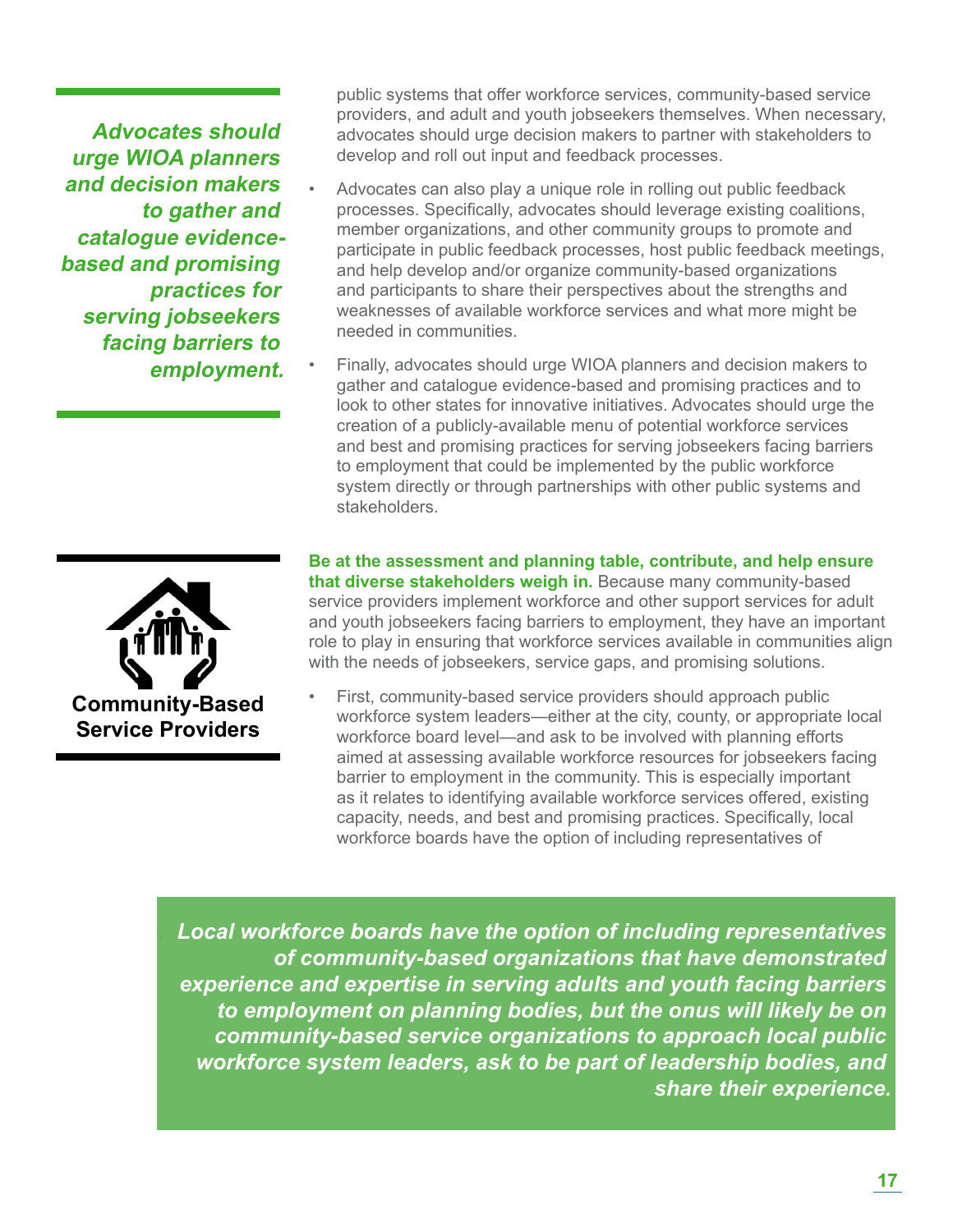*Advocates should urge WIOA planners and decision makers to gather and catalogue evidence-based and promising practices for serving jobseekers facing barriers to employment.*

public systems that offer workforce services, community-based service providers, and adult and youth jobseekers themselves. When necessary, advocates should urge decision makers to partner with stakeholders to develop and roll out input and feedback processes.

- Advocates can also play a unique role in rolling out public feedback processes. Specifically, advocates should leverage existing coalitions, member organizations, and other community groups to promote and participate in public feedback processes, host public feedback meetings, and help develop and/or organize community-based organizations and participants to share their perspectives about the strengths and weaknesses of available workforce services and what more might be needed in communities.
- Finally, advocates should urge WIOA planners and decision makers to gather and catalogue evidence-based and promising practices and to look to other states for innovative initiatives. Advocates should urge the creation of a publicly-available menu of potential workforce services and best and promising practices for serving jobseekers facing barriers to employment that could be implemented by the public workforce system directly or through partnerships with other public systems and stakeholders.

### Community-Based Service Providers

**Be at the assessment and planning table, contribute, and help ensure that diverse stakeholders weigh in.** Because many community-based service providers implement workforce and other support services for adult and youth jobseekers facing barriers to employment, they have an important role to play in ensuring that workforce services available in communities align with the needs of jobseekers, service gaps, and promising solutions.

- First, community-based service providers should approach public workforce system leaders—either at the city, county, or appropriate local workforce board level—and ask to be involved with planning efforts aimed at assessing available workforce resources for jobseekers facing barrier to employment in the community. This is especially important as it relates to identifying available workforce services offered, existing capacity, needs, and best and promising practices. Specifically, local workforce boards have the option of including representatives of

*Local workforce boards have the option of including representatives of community-based organizations that have demonstrated experience and expertise in serving adults and youth facing barriers to employment on planning bodies, but the onus will likely be on community-based service organizations to approach local public workforce system leaders, ask to be part of leadership bodies, and share their experience.*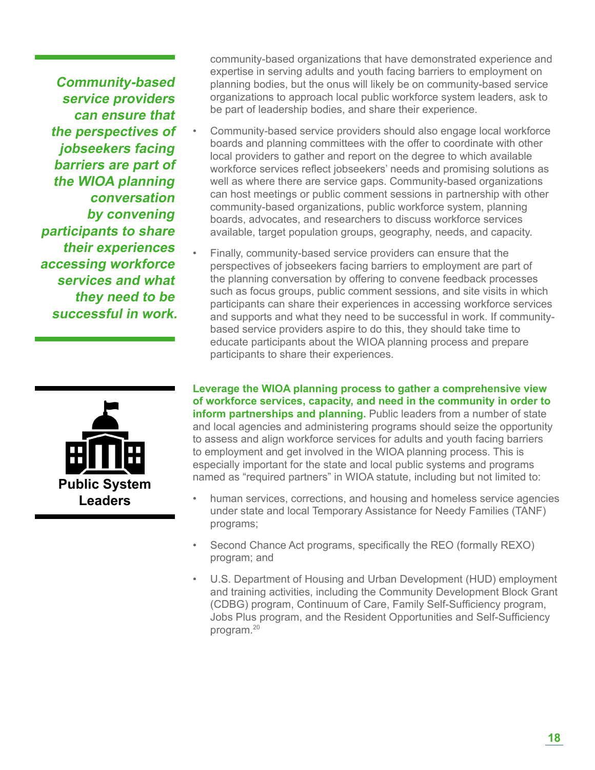*Community-based service providers can ensure that the perspectives of jobseekers facing barriers are part of the WIOA planning conversation by convening participants to share their experiences accessing workforce services and what they need to be successful in work.*

community-based organizations that have demonstrated experience and expertise in serving adults and youth facing barriers to employment on planning bodies, but the onus will likely be on community-based service organizations to approach local public workforce system leaders, ask to be part of leadership bodies, and share their experience.

- Community-based service providers should also engage local workforce boards and planning committees with the offer to coordinate with other local providers to gather and report on the degree to which available workforce services reflect jobseekers' needs and promising solutions as well as where there are service gaps. Community-based organizations can host meetings or public comment sessions in partnership with other community-based organizations, public workforce system, planning boards, advocates, and researchers to discuss workforce services available, target population groups, geography, needs, and capacity.
- Finally, community-based service providers can ensure that the perspectives of jobseekers facing barriers to employment are part of the planning conversation by offering to convene feedback processes such as focus groups, public comment sessions, and site visits in which participants can share their experiences in accessing workforce services and supports and what they need to be successful in work. If community-based service providers aspire to do this, they should take time to educate participants about the WIOA planning process and prepare participants to share their experiences.

**Public System Leaders**

**Leverage the WIOA planning process to gather a comprehensive view of workforce services, capacity, and need in the community in order to inform partnerships and planning.** Public leaders from a number of state and local agencies and administering programs should seize the opportunity to assess and align workforce services for adults and youth facing barriers to employment and get involved in the WIOA planning process. This is especially important for the state and local public systems and programs named as "required partners" in WIOA statute, including but not limited to:

- human services, corrections, and housing and homeless service agencies under state and local Temporary Assistance for Needy Families (TANF) programs;
- Second Chance Act programs, specifically the REO (formally REXO) program; and
- U.S. Department of Housing and Urban Development (HUD) employment and training activities, including the Community Development Block Grant (CDBG) program, Continuum of Care, Family Self-Sufficiency program, Jobs Plus program, and the Resident Opportunities and Self-Sufficiency program.[20]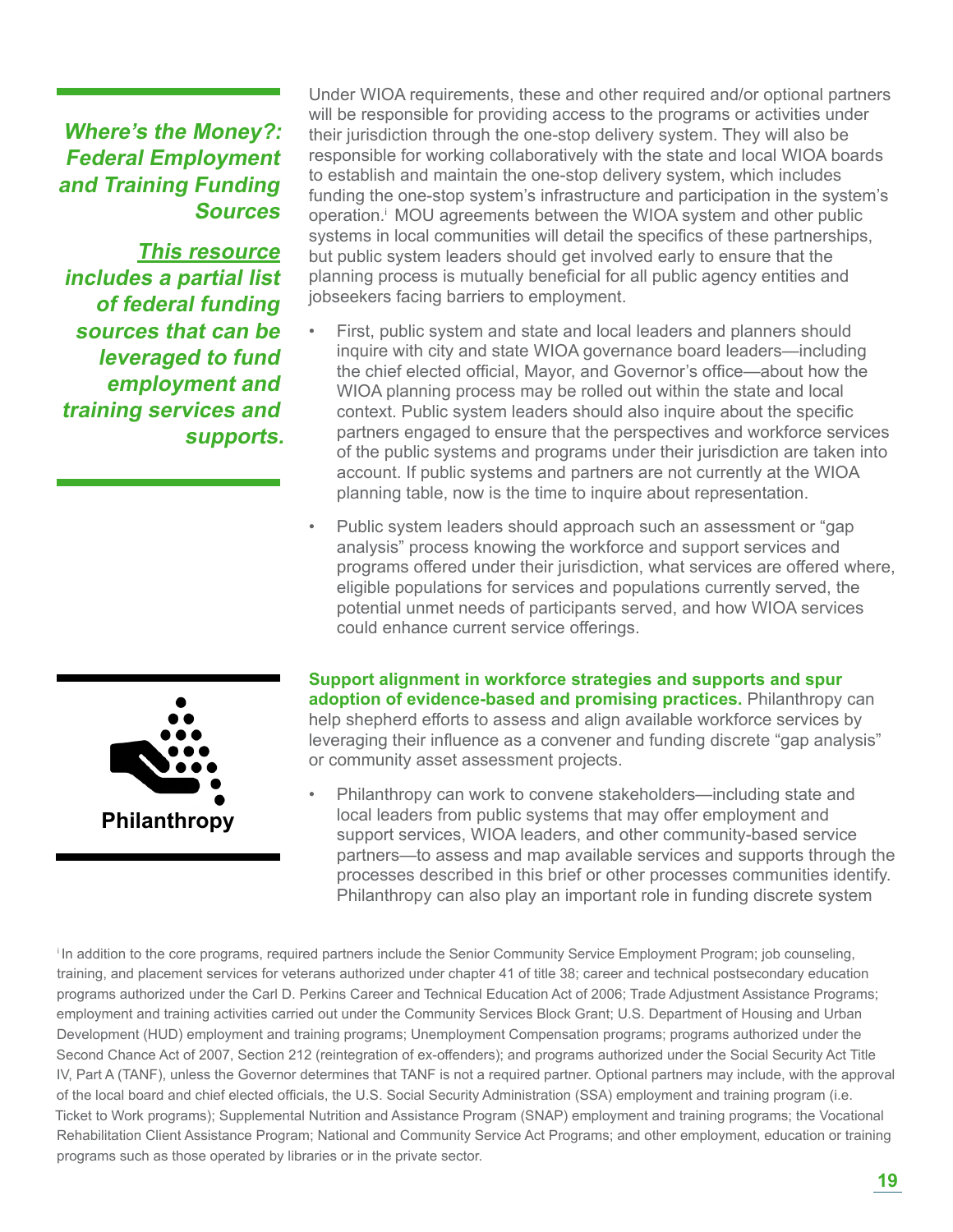***Where's the Money?: Federal Employment and Training Funding Sources***

***This resource includes a partial list of federal funding sources that can be leveraged to fund employment and training services and supports.***

Under WIOA requirements, these and other required and/or optional partners will be responsible for providing access to the programs or activities under their jurisdiction through the one-stop delivery system. They will also be responsible for working collaboratively with the state and local WIOA boards to establish and maintain the one-stop delivery system, which includes funding the one-stop system's infrastructure and participation in the system's operation.[i] MOU agreements between the WIOA system and other public systems in local communities will detail the specifics of these partnerships, but public system leaders should get involved early to ensure that the planning process is mutually beneficial for all public agency entities and jobseekers facing barriers to employment.

- First, public system and state and local leaders and planners should inquire with city and state WIOA governance board leaders—including the chief elected official, Mayor, and Governor's office—about how the WIOA planning process may be rolled out within the state and local context. Public system leaders should also inquire about the specific partners engaged to ensure that the perspectives and workforce services of the public systems and programs under their jurisdiction are taken into account. If public systems and partners are not currently at the WIOA planning table, now is the time to inquire about representation.
- Public system leaders should approach such an assessment or "gap analysis" process knowing the workforce and support services and programs offered under their jurisdiction, what services are offered where, eligible populations for services and populations currently served, the potential unmet needs of participants served, and how WIOA services could enhance current service offerings.

**Philanthropy**

**Support alignment in workforce strategies and supports and spur adoption of evidence-based and promising practices.** Philanthropy can help shepherd efforts to assess and align available workforce services by leveraging their influence as a convener and funding discrete "gap analysis" or community asset assessment projects.

- Philanthropy can work to convene stakeholders—including state and local leaders from public systems that may offer employment and support services, WIOA leaders, and other community-based service partners—to assess and map available services and supports through the processes described in this brief or other processes communities identify. Philanthropy can also play an important role in funding discrete system

[i] In addition to the core programs, required partners include the Senior Community Service Employment Program; job counseling, training, and placement services for veterans authorized under chapter 41 of title 38; career and technical postsecondary education programs authorized under the Carl D. Perkins Career and Technical Education Act of 2006; Trade Adjustment Assistance Programs; employment and training activities carried out under the Community Services Block Grant; U.S. Department of Housing and Urban Development (HUD) employment and training programs; Unemployment Compensation programs; programs authorized under the Second Chance Act of 2007, Section 212 (reintegration of ex-offenders); and programs authorized under the Social Security Act Title IV, Part A (TANF), unless the Governor determines that TANF is not a required partner. Optional partners may include, with the approval of the local board and chief elected officials, the U.S. Social Security Administration (SSA) employment and training program (i.e. Ticket to Work programs); Supplemental Nutrition and Assistance Program (SNAP) employment and training programs; the Vocational Rehabilitation Client Assistance Program; National and Community Service Act Programs; and other employment, education or training programs such as those operated by libraries or in the private sector.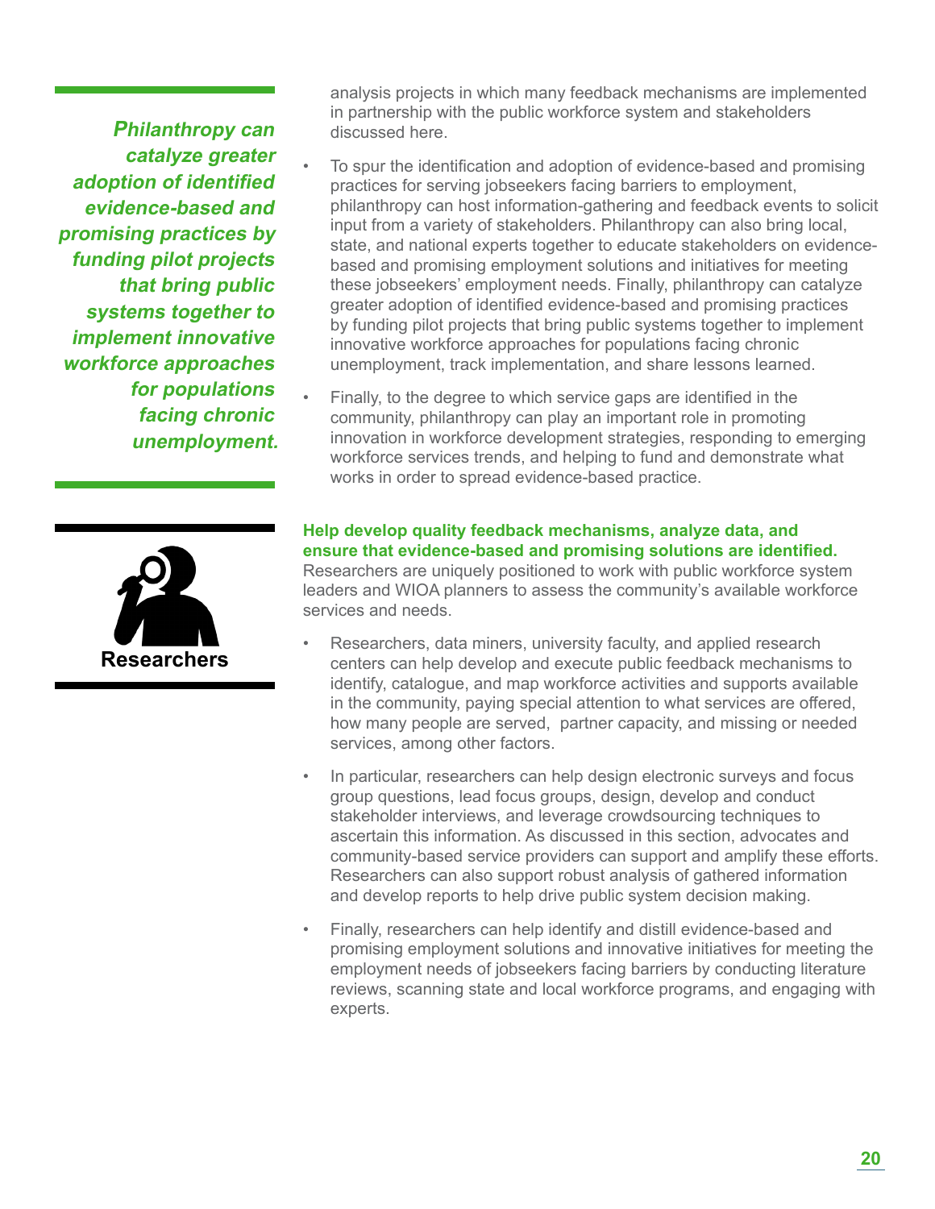*Philanthropy can catalyze greater adoption of identified evidence-based and promising practices by funding pilot projects that bring public systems together to implement innovative workforce approaches for populations facing chronic unemployment.*

analysis projects in which many feedback mechanisms are implemented in partnership with the public workforce system and stakeholders discussed here.

- To spur the identification and adoption of evidence-based and promising practices for serving jobseekers facing barriers to employment, philanthropy can host information-gathering and feedback events to solicit input from a variety of stakeholders. Philanthropy can also bring local, state, and national experts together to educate stakeholders on evidence-based and promising employment solutions and initiatives for meeting these jobseekers' employment needs. Finally, philanthropy can catalyze greater adoption of identified evidence-based and promising practices by funding pilot projects that bring public systems together to implement innovative workforce approaches for populations facing chronic unemployment, track implementation, and share lessons learned.
- Finally, to the degree to which service gaps are identified in the community, philanthropy can play an important role in promoting innovation in workforce development strategies, responding to emerging workforce services trends, and helping to fund and demonstrate what works in order to spread evidence-based practice.

## Researchers

**Help develop quality feedback mechanisms, analyze data, and ensure that evidence-based and promising solutions are identified.** Researchers are uniquely positioned to work with public workforce system leaders and WIOA planners to assess the community's available workforce services and needs.

- Researchers, data miners, university faculty, and applied research centers can help develop and execute public feedback mechanisms to identify, catalogue, and map workforce activities and supports available in the community, paying special attention to what services are offered, how many people are served, partner capacity, and missing or needed services, among other factors.
- In particular, researchers can help design electronic surveys and focus group questions, lead focus groups, design, develop and conduct stakeholder interviews, and leverage crowdsourcing techniques to ascertain this information. As discussed in this section, advocates and community-based service providers can support and amplify these efforts. Researchers can also support robust analysis of gathered information and develop reports to help drive public system decision making.
- Finally, researchers can help identify and distill evidence-based and promising employment solutions and innovative initiatives for meeting the employment needs of jobseekers facing barriers by conducting literature reviews, scanning state and local workforce programs, and engaging with experts.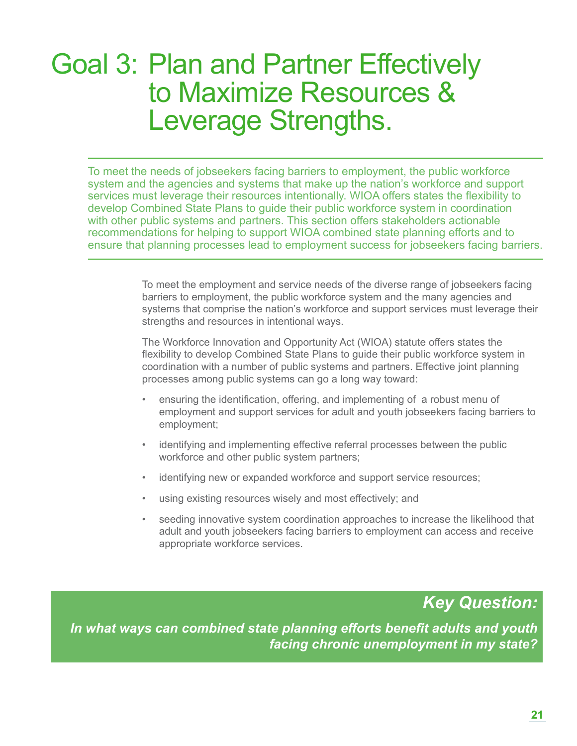# Goal 3: Plan and Partner Effectively to Maximize Resources & Leverage Strengths.

To meet the needs of jobseekers facing barriers to employment, the public workforce system and the agencies and systems that make up the nation's workforce and support services must leverage their resources intentionally. WIOA offers states the flexibility to develop Combined State Plans to guide their public workforce system in coordination with other public systems and partners. This section offers stakeholders actionable recommendations for helping to support WIOA combined state planning efforts and to ensure that planning processes lead to employment success for jobseekers facing barriers.

To meet the employment and service needs of the diverse range of jobseekers facing barriers to employment, the public workforce system and the many agencies and systems that comprise the nation's workforce and support services must leverage their strengths and resources in intentional ways.

The Workforce Innovation and Opportunity Act (WIOA) statute offers states the flexibility to develop Combined State Plans to guide their public workforce system in coordination with a number of public systems and partners. Effective joint planning processes among public systems can go a long way toward:

- ensuring the identification, offering, and implementing of a robust menu of employment and support services for adult and youth jobseekers facing barriers to employment;
- identifying and implementing effective referral processes between the public workforce and other public system partners;
- identifying new or expanded workforce and support service resources;
- using existing resources wisely and most effectively; and
- seeding innovative system coordination approaches to increase the likelihood that adult and youth jobseekers facing barriers to employment can access and receive appropriate workforce services.

***Key Question:***

***In what ways can combined state planning efforts benefit adults and youth facing chronic unemployment in my state?***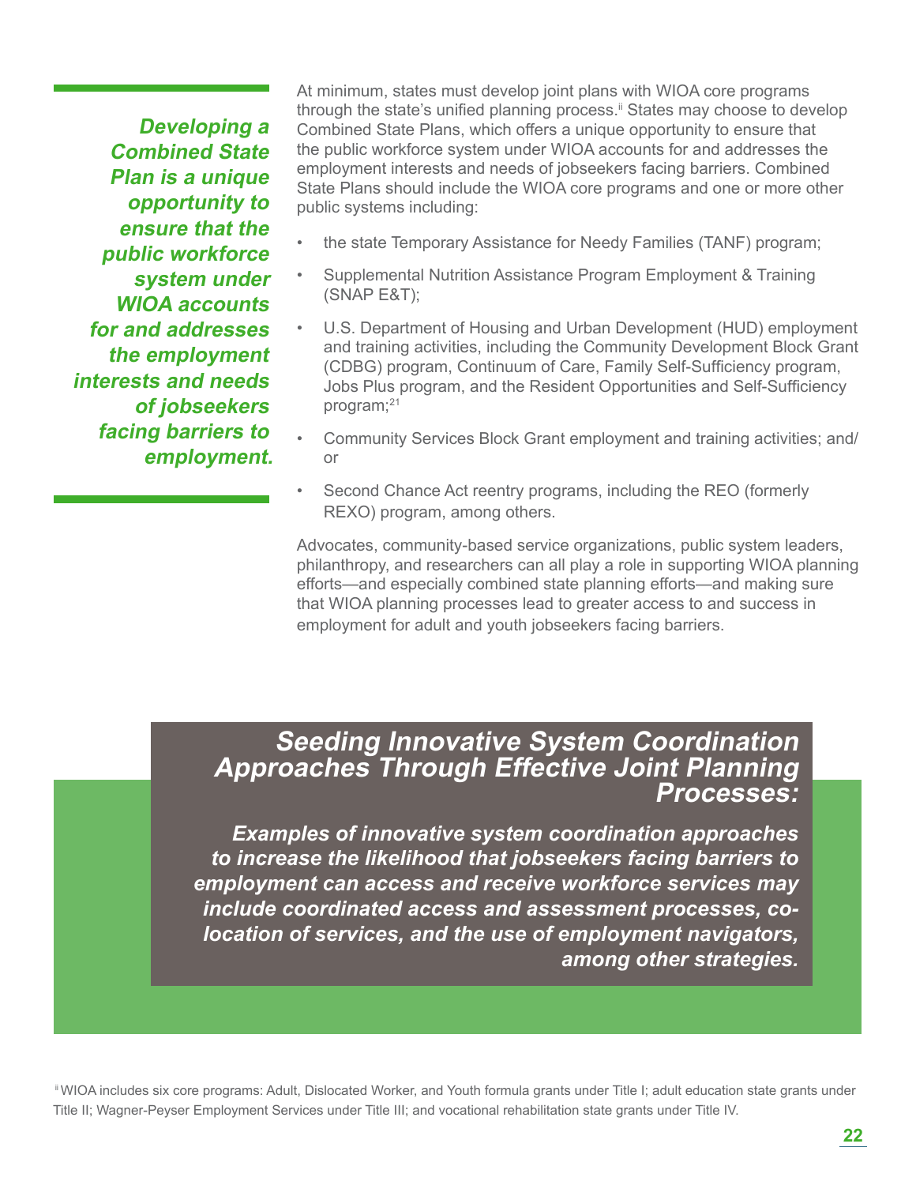*Developing a Combined State Plan is a unique opportunity to ensure that the public workforce system under WIOA accounts for and addresses the employment interests and needs of jobseekers facing barriers to employment.*

At minimum, states must develop joint plans with WIOA core programs through the state's unified planning process.[ii] States may choose to develop Combined State Plans, which offers a unique opportunity to ensure that the public workforce system under WIOA accounts for and addresses the employment interests and needs of jobseekers facing barriers. Combined State Plans should include the WIOA core programs and one or more other public systems including:

- the state Temporary Assistance for Needy Families (TANF) program;
- Supplemental Nutrition Assistance Program Employment & Training (SNAP E&T);
- U.S. Department of Housing and Urban Development (HUD) employment and training activities, including the Community Development Block Grant (CDBG) program, Continuum of Care, Family Self-Sufficiency program, Jobs Plus program, and the Resident Opportunities and Self-Sufficiency program;[21]
- Community Services Block Grant employment and training activities; and/or
- Second Chance Act reentry programs, including the REO (formerly REXO) program, among others.

Advocates, community-based service organizations, public system leaders, philanthropy, and researchers can all play a role in supporting WIOA planning efforts—and especially combined state planning efforts—and making sure that WIOA planning processes lead to greater access to and success in employment for adult and youth jobseekers facing barriers.

## *Seeding Innovative System Coordination Approaches Through Effective Joint Planning Processes:*

***Examples of innovative system coordination approaches to increase the likelihood that jobseekers facing barriers to employment can access and receive workforce services may include coordinated access and assessment processes, co-location of services, and the use of employment navigators, among other strategies.***

[ii] WIOA includes six core programs: Adult, Dislocated Worker, and Youth formula grants under Title I; adult education state grants under Title II; Wagner-Peyser Employment Services under Title III; and vocational rehabilitation state grants under Title IV.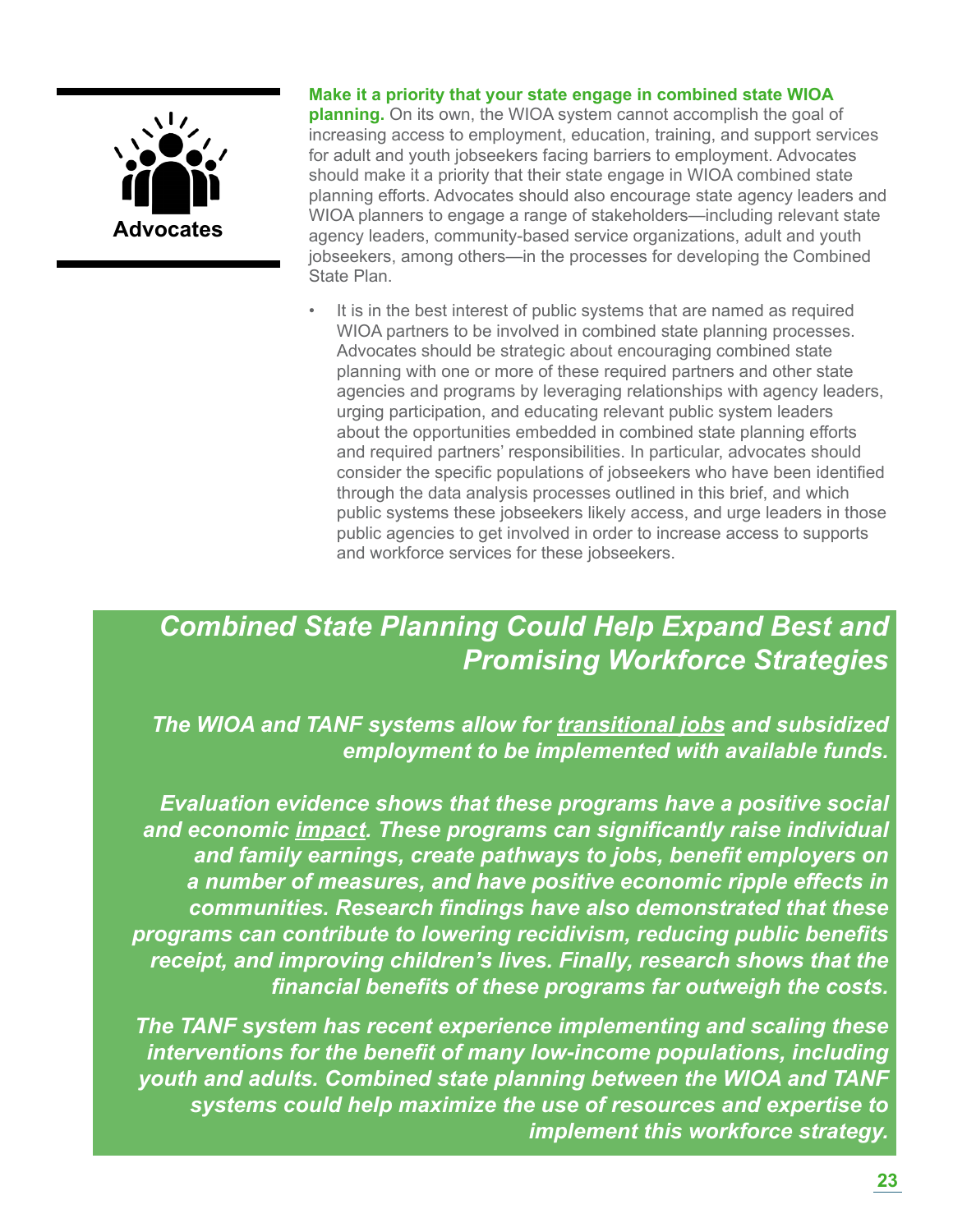Advocates

**Make it a priority that your state engage in combined state WIOA planning.** On its own, the WIOA system cannot accomplish the goal of increasing access to employment, education, training, and support services for adult and youth jobseekers facing barriers to employment. Advocates should make it a priority that their state engage in WIOA combined state planning efforts. Advocates should also encourage state agency leaders and WIOA planners to engage a range of stakeholders—including relevant state agency leaders, community-based service organizations, adult and youth jobseekers, among others—in the processes for developing the Combined State Plan.

- It is in the best interest of public systems that are named as required WIOA partners to be involved in combined state planning processes. Advocates should be strategic about encouraging combined state planning with one or more of these required partners and other state agencies and programs by leveraging relationships with agency leaders, urging participation, and educating relevant public system leaders about the opportunities embedded in combined state planning efforts and required partners' responsibilities. In particular, advocates should consider the specific populations of jobseekers who have been identified through the data analysis processes outlined in this brief, and which public systems these jobseekers likely access, and urge leaders in those public agencies to get involved in order to increase access to supports and workforce services for these jobseekers.

## *Combined State Planning Could Help Expand Best and Promising Workforce Strategies*

***The WIOA and TANF systems allow for transitional jobs and subsidized employment to be implemented with available funds.***

***Evaluation evidence shows that these programs have a positive social and economic impact. These programs can significantly raise individual and family earnings, create pathways to jobs, benefit employers on a number of measures, and have positive economic ripple effects in communities. Research findings have also demonstrated that these programs can contribute to lowering recidivism, reducing public benefits receipt, and improving children's lives. Finally, research shows that the financial benefits of these programs far outweigh the costs.***

***The TANF system has recent experience implementing and scaling these interventions for the benefit of many low-income populations, including youth and adults. Combined state planning between the WIOA and TANF systems could help maximize the use of resources and expertise to implement this workforce strategy.***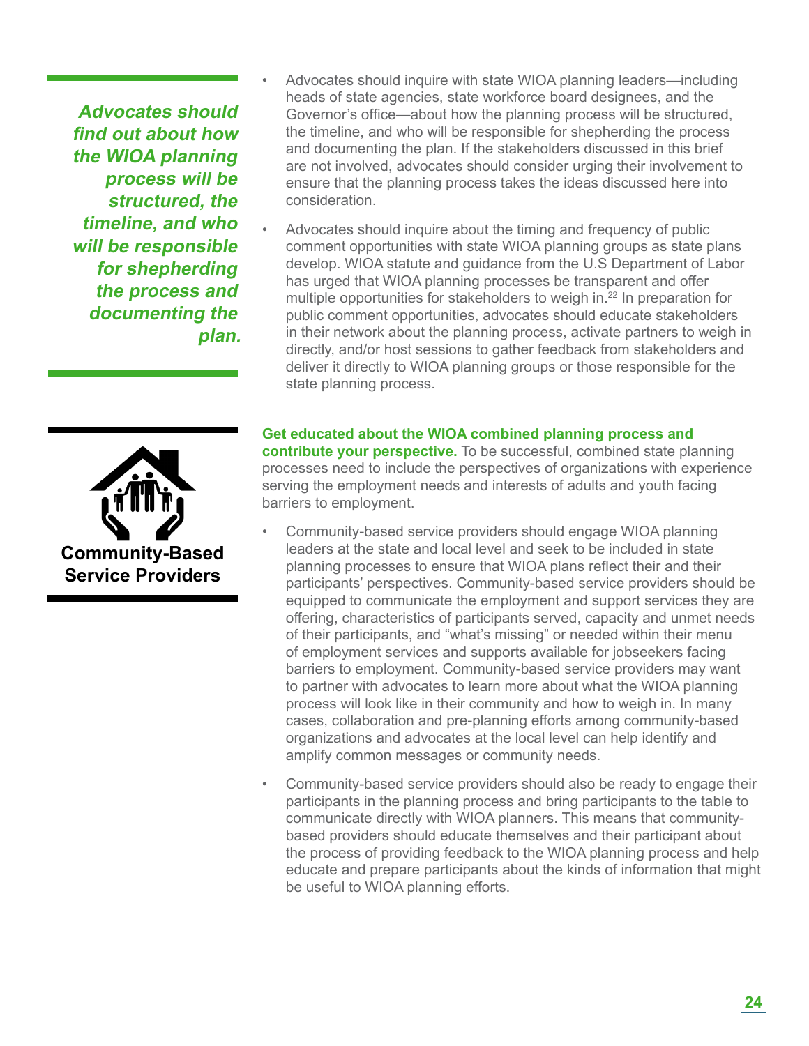*Advocates should find out about how the WIOA planning process will be structured, the timeline, and who will be responsible for shepherding the process and documenting the plan.*

- Advocates should inquire with state WIOA planning leaders—including heads of state agencies, state workforce board designees, and the Governor's office—about how the planning process will be structured, the timeline, and who will be responsible for shepherding the process and documenting the plan. If the stakeholders discussed in this brief are not involved, advocates should consider urging their involvement to ensure that the planning process takes the ideas discussed here into consideration.
- Advocates should inquire about the timing and frequency of public comment opportunities with state WIOA planning groups as state plans develop. WIOA statute and guidance from the U.S Department of Labor has urged that WIOA planning processes be transparent and offer multiple opportunities for stakeholders to weigh in.[22] In preparation for public comment opportunities, advocates should educate stakeholders in their network about the planning process, activate partners to weigh in directly, and/or host sessions to gather feedback from stakeholders and deliver it directly to WIOA planning groups or those responsible for the state planning process.

### Community-Based Service Providers

**Get educated about the WIOA combined planning process and contribute your perspective.** To be successful, combined state planning processes need to include the perspectives of organizations with experience serving the employment needs and interests of adults and youth facing barriers to employment.

- Community-based service providers should engage WIOA planning leaders at the state and local level and seek to be included in state planning processes to ensure that WIOA plans reflect their and their participants' perspectives. Community-based service providers should be equipped to communicate the employment and support services they are offering, characteristics of participants served, capacity and unmet needs of their participants, and "what's missing" or needed within their menu of employment services and supports available for jobseekers facing barriers to employment. Community-based service providers may want to partner with advocates to learn more about what the WIOA planning process will look like in their community and how to weigh in. In many cases, collaboration and pre-planning efforts among community-based organizations and advocates at the local level can help identify and amplify common messages or community needs.
- Community-based service providers should also be ready to engage their participants in the planning process and bring participants to the table to communicate directly with WIOA planners. This means that community-based providers should educate themselves and their participant about the process of providing feedback to the WIOA planning process and help educate and prepare participants about the kinds of information that might be useful to WIOA planning efforts.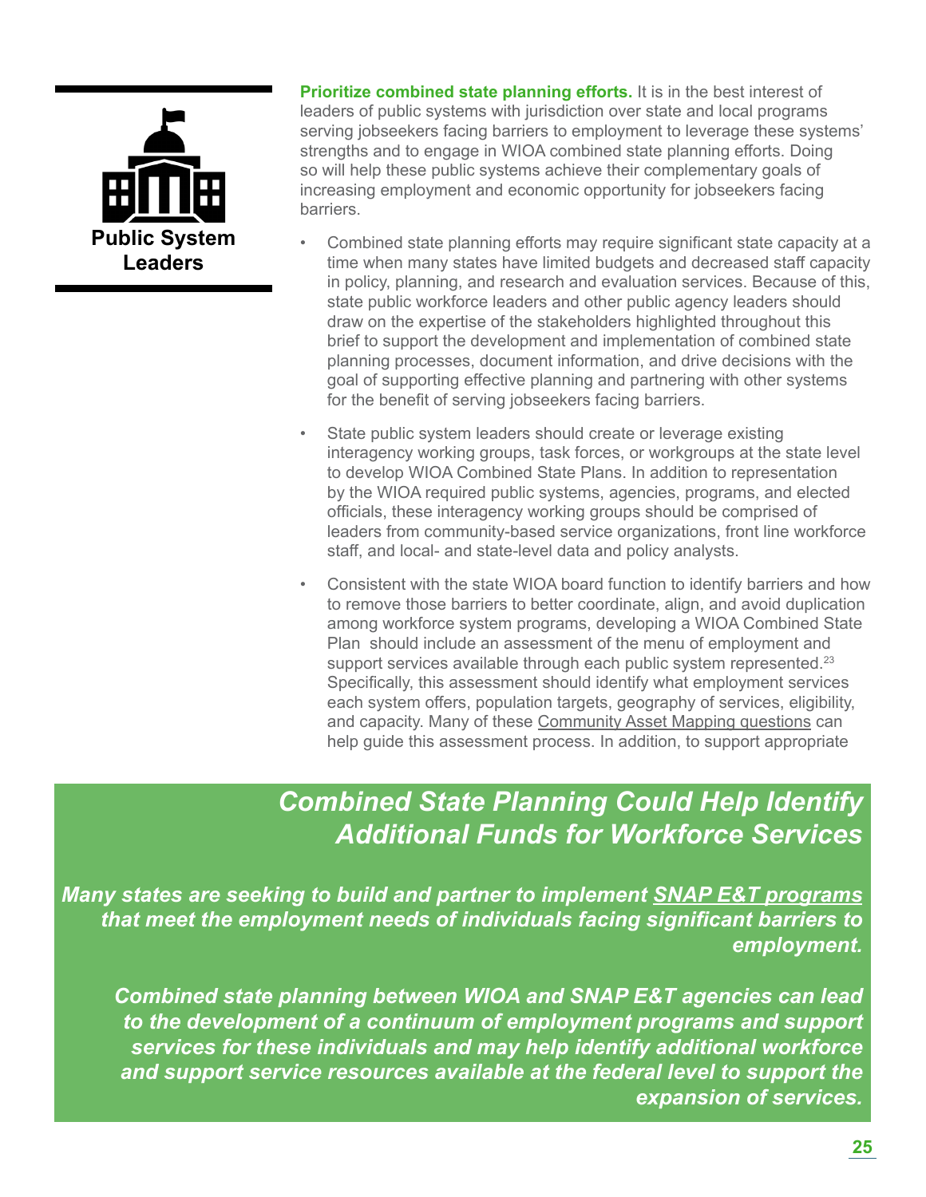**Public System Leaders**

**Prioritize combined state planning efforts.** It is in the best interest of leaders of public systems with jurisdiction over state and local programs serving jobseekers facing barriers to employment to leverage these systems' strengths and to engage in WIOA combined state planning efforts. Doing so will help these public systems achieve their complementary goals of increasing employment and economic opportunity for jobseekers facing barriers.

- Combined state planning efforts may require significant state capacity at a time when many states have limited budgets and decreased staff capacity in policy, planning, and research and evaluation services. Because of this, state public workforce leaders and other public agency leaders should draw on the expertise of the stakeholders highlighted throughout this brief to support the development and implementation of combined state planning processes, document information, and drive decisions with the goal of supporting effective planning and partnering with other systems for the benefit of serving jobseekers facing barriers.
- State public system leaders should create or leverage existing interagency working groups, task forces, or workgroups at the state level to develop WIOA Combined State Plans. In addition to representation by the WIOA required public systems, agencies, programs, and elected officials, these interagency working groups should be comprised of leaders from community-based service organizations, front line workforce staff, and local- and state-level data and policy analysts.
- Consistent with the state WIOA board function to identify barriers and how to remove those barriers to better coordinate, align, and avoid duplication among workforce system programs, developing a WIOA Combined State Plan should include an assessment of the menu of employment and support services available through each public system represented.[23] Specifically, this assessment should identify what employment services each system offers, population targets, geography of services, eligibility, and capacity. Many of these Community Asset Mapping questions can help guide this assessment process. In addition, to support appropriate

## *Combined State Planning Could Help Identify Additional Funds for Workforce Services*

***Many states are seeking to build and partner to implement SNAP E&T programs that meet the employment needs of individuals facing significant barriers to employment.***

***Combined state planning between WIOA and SNAP E&T agencies can lead to the development of a continuum of employment programs and support services for these individuals and may help identify additional workforce and support service resources available at the federal level to support the expansion of services.***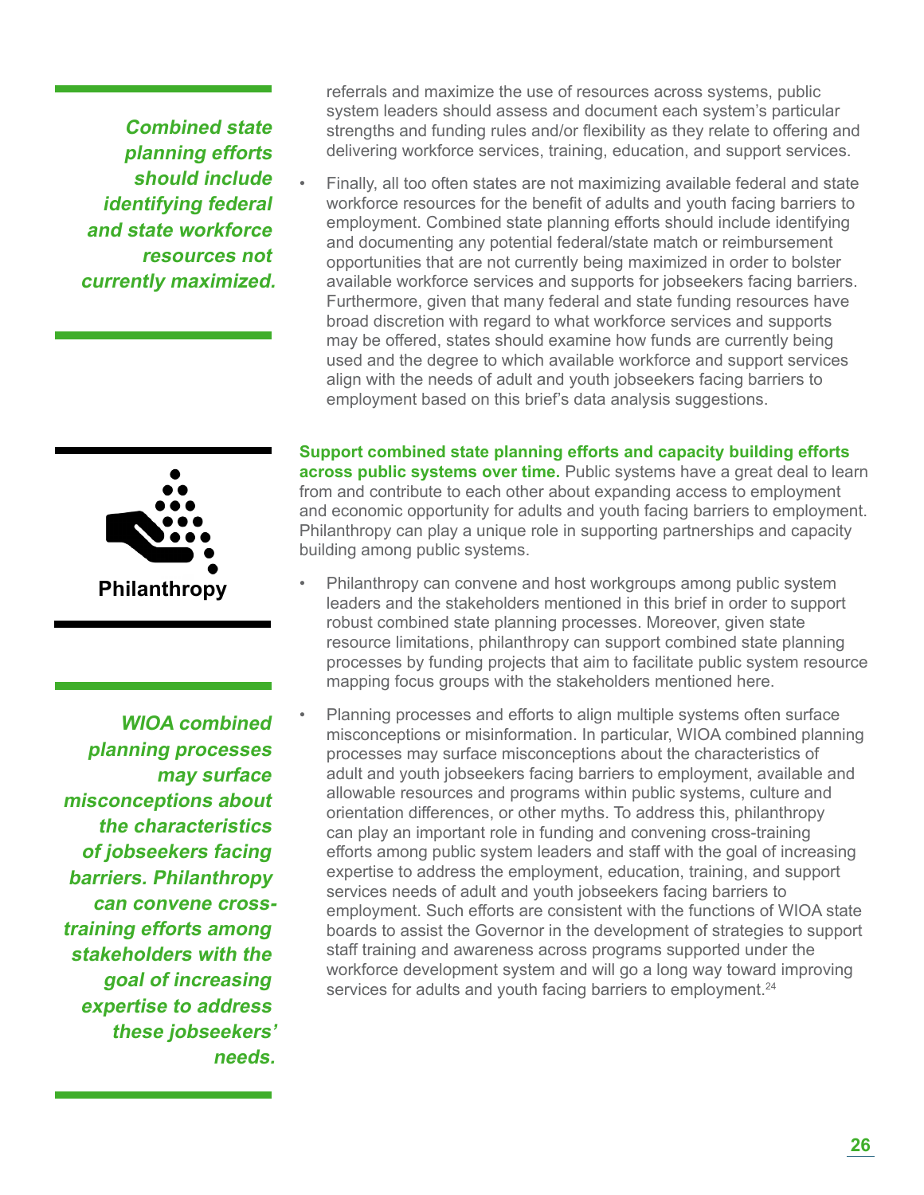*Combined state planning efforts should include identifying federal and state workforce resources not currently maximized.*

referrals and maximize the use of resources across systems, public system leaders should assess and document each system's particular strengths and funding rules and/or flexibility as they relate to offering and delivering workforce services, training, education, and support services.

- Finally, all too often states are not maximizing available federal and state workforce resources for the benefit of adults and youth facing barriers to employment. Combined state planning efforts should include identifying and documenting any potential federal/state match or reimbursement opportunities that are not currently being maximized in order to bolster available workforce services and supports for jobseekers facing barriers. Furthermore, given that many federal and state funding resources have broad discretion with regard to what workforce services and supports may be offered, states should examine how funds are currently being used and the degree to which available workforce and support services align with the needs of adult and youth jobseekers facing barriers to employment based on this brief's data analysis suggestions.

**Philanthropy**

**Support combined state planning efforts and capacity building efforts across public systems over time.** Public systems have a great deal to learn from and contribute to each other about expanding access to employment and economic opportunity for adults and youth facing barriers to employment. Philanthropy can play a unique role in supporting partnerships and capacity building among public systems.

- Philanthropy can convene and host workgroups among public system leaders and the stakeholders mentioned in this brief in order to support robust combined state planning processes. Moreover, given state resource limitations, philanthropy can support combined state planning processes by funding projects that aim to facilitate public system resource mapping focus groups with the stakeholders mentioned here.
- Planning processes and efforts to align multiple systems often surface misconceptions or misinformation. In particular, WIOA combined planning processes may surface misconceptions about the characteristics of adult and youth jobseekers facing barriers to employment, available and allowable resources and programs within public systems, culture and orientation differences, or other myths. To address this, philanthropy can play an important role in funding and convening cross-training efforts among public system leaders and staff with the goal of increasing expertise to address the employment, education, training, and support services needs of adult and youth jobseekers facing barriers to employment. Such efforts are consistent with the functions of WIOA state boards to assist the Governor in the development of strategies to support staff training and awareness across programs supported under the workforce development system and will go a long way toward improving services for adults and youth facing barriers to employment.[24]

*WIOA combined planning processes may surface misconceptions about the characteristics of jobseekers facing barriers. Philanthropy can convene cross-training efforts among stakeholders with the goal of increasing expertise to address these jobseekers' needs.*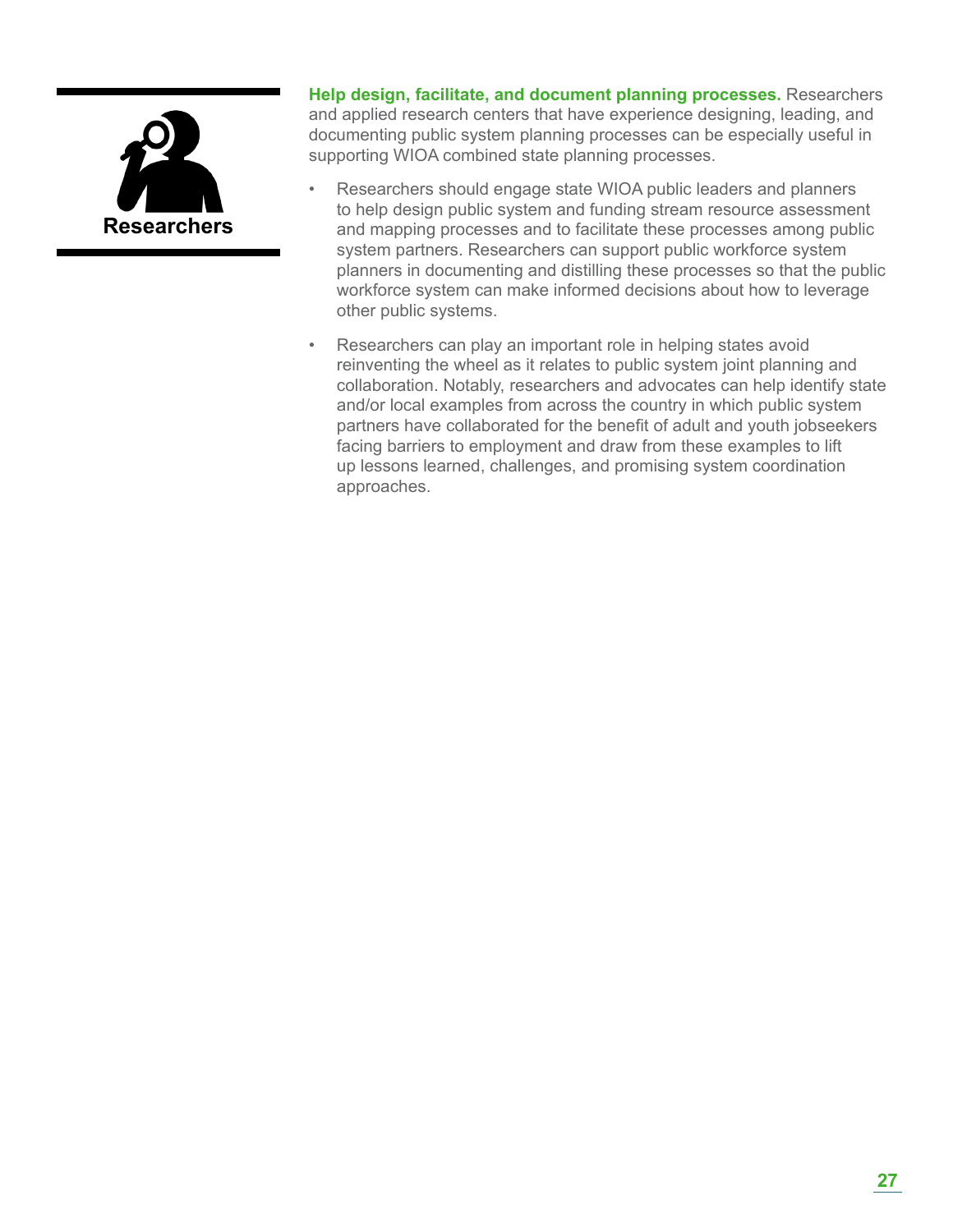**Researchers**

**Help design, facilitate, and document planning processes.** Researchers and applied research centers that have experience designing, leading, and documenting public system planning processes can be especially useful in supporting WIOA combined state planning processes.

- Researchers should engage state WIOA public leaders and planners to help design public system and funding stream resource assessment and mapping processes and to facilitate these processes among public system partners. Researchers can support public workforce system planners in documenting and distilling these processes so that the public workforce system can make informed decisions about how to leverage other public systems.
- Researchers can play an important role in helping states avoid reinventing the wheel as it relates to public system joint planning and collaboration. Notably, researchers and advocates can help identify state and/or local examples from across the country in which public system partners have collaborated for the benefit of adult and youth jobseekers facing barriers to employment and draw from these examples to lift up lessons learned, challenges, and promising system coordination approaches.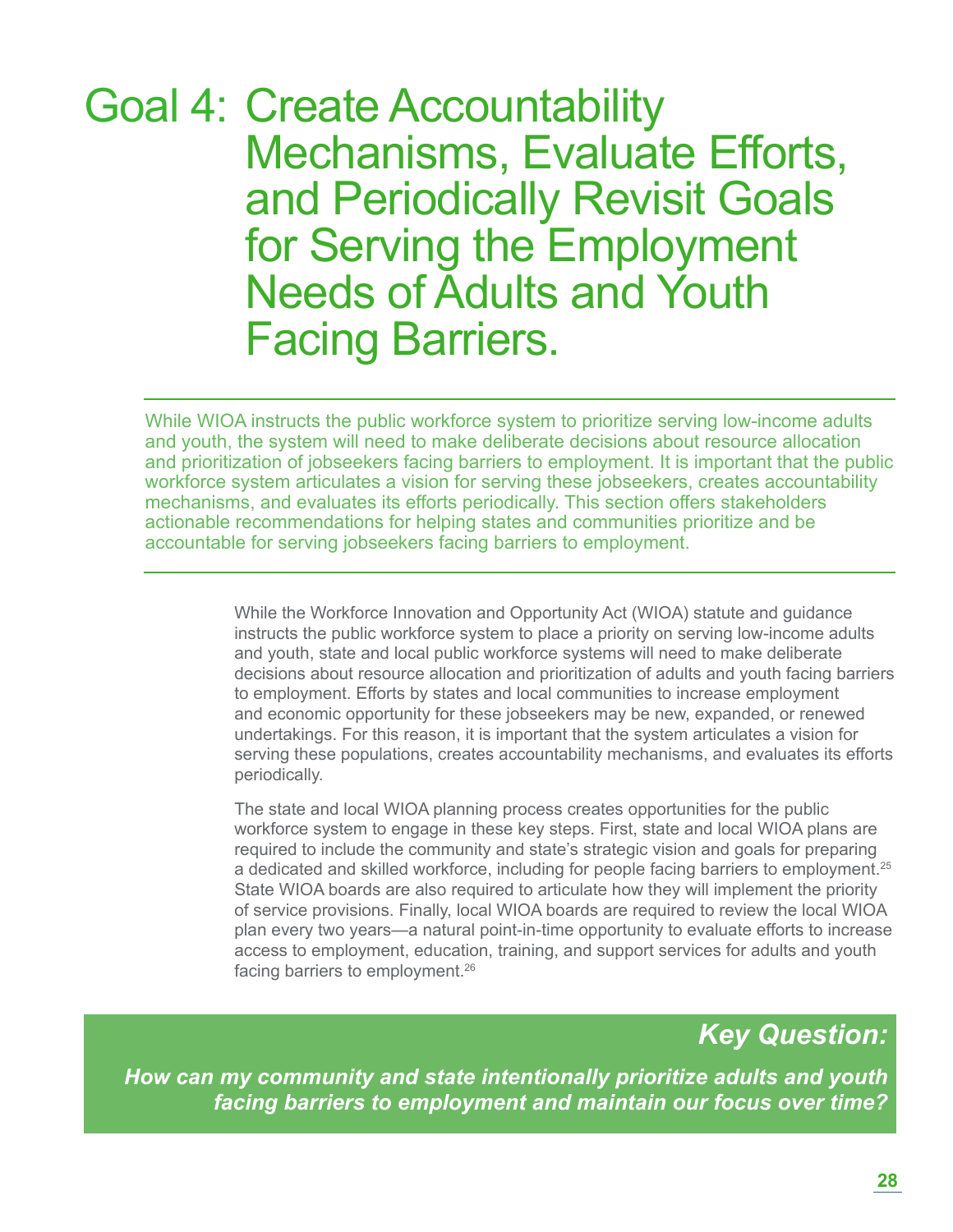# Goal 4: Create Accountability Mechanisms, Evaluate Efforts, and Periodically Revisit Goals for Serving the Employment Needs of Adults and Youth Facing Barriers.

While WIOA instructs the public workforce system to prioritize serving low-income adults and youth, the system will need to make deliberate decisions about resource allocation and prioritization of jobseekers facing barriers to employment. It is important that the public workforce system articulates a vision for serving these jobseekers, creates accountability mechanisms, and evaluates its efforts periodically. This section offers stakeholders actionable recommendations for helping states and communities prioritize and be accountable for serving jobseekers facing barriers to employment.

While the Workforce Innovation and Opportunity Act (WIOA) statute and guidance instructs the public workforce system to place a priority on serving low-income adults and youth, state and local public workforce systems will need to make deliberate decisions about resource allocation and prioritization of adults and youth facing barriers to employment. Efforts by states and local communities to increase employment and economic opportunity for these jobseekers may be new, expanded, or renewed undertakings. For this reason, it is important that the system articulates a vision for serving these populations, creates accountability mechanisms, and evaluates its efforts periodically.

The state and local WIOA planning process creates opportunities for the public workforce system to engage in these key steps. First, state and local WIOA plans are required to include the community and state's strategic vision and goals for preparing a dedicated and skilled workforce, including for people facing barriers to employment.[25] State WIOA boards are also required to articulate how they will implement the priority of service provisions. Finally, local WIOA boards are required to review the local WIOA plan every two years—a natural point-in-time opportunity to evaluate efforts to increase access to employment, education, training, and support services for adults and youth facing barriers to employment.[26]

## *Key Question:*

***How can my community and state intentionally prioritize adults and youth facing barriers to employment and maintain our focus over time?***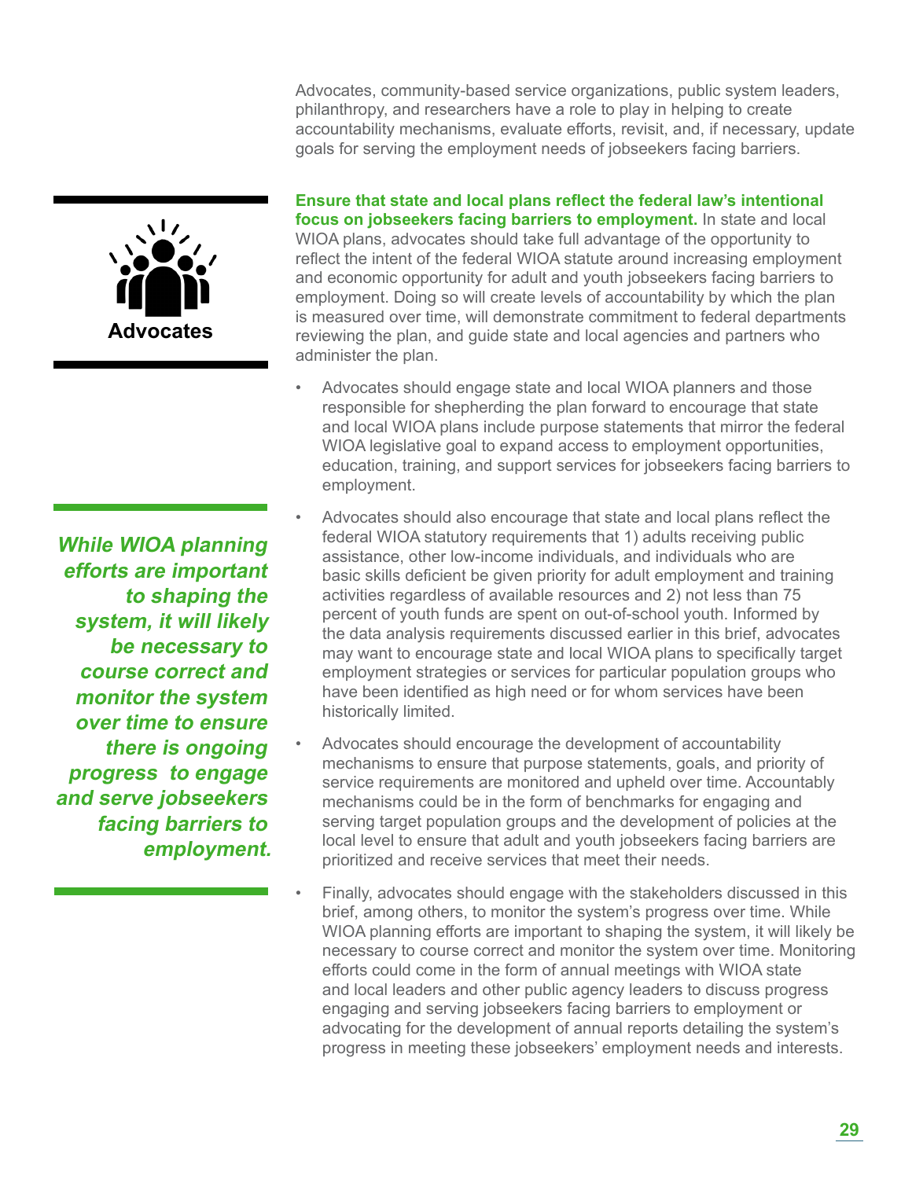Advocates, community-based service organizations, public system leaders, philanthropy, and researchers have a role to play in helping to create accountability mechanisms, evaluate efforts, revisit, and, if necessary, update goals for serving the employment needs of jobseekers facing barriers.

**Advocates**

**Ensure that state and local plans reflect the federal law's intentional focus on jobseekers facing barriers to employment.** In state and local WIOA plans, advocates should take full advantage of the opportunity to reflect the intent of the federal WIOA statute around increasing employment and economic opportunity for adult and youth jobseekers facing barriers to employment. Doing so will create levels of accountability by which the plan is measured over time, will demonstrate commitment to federal departments reviewing the plan, and guide state and local agencies and partners who administer the plan.

- Advocates should engage state and local WIOA planners and those responsible for shepherding the plan forward to encourage that state and local WIOA plans include purpose statements that mirror the federal WIOA legislative goal to expand access to employment opportunities, education, training, and support services for jobseekers facing barriers to employment.
- Advocates should also encourage that state and local plans reflect the federal WIOA statutory requirements that 1) adults receiving public assistance, other low-income individuals, and individuals who are basic skills deficient be given priority for adult employment and training activities regardless of available resources and 2) not less than 75 percent of youth funds are spent on out-of-school youth. Informed by the data analysis requirements discussed earlier in this brief, advocates may want to encourage state and local WIOA plans to specifically target employment strategies or services for particular population groups who have been identified as high need or for whom services have been historically limited.
- Advocates should encourage the development of accountability mechanisms to ensure that purpose statements, goals, and priority of service requirements are monitored and upheld over time. Accountably mechanisms could be in the form of benchmarks for engaging and serving target population groups and the development of policies at the local level to ensure that adult and youth jobseekers facing barriers are prioritized and receive services that meet their needs.
- Finally, advocates should engage with the stakeholders discussed in this brief, among others, to monitor the system's progress over time. While WIOA planning efforts are important to shaping the system, it will likely be necessary to course correct and monitor the system over time. Monitoring efforts could come in the form of annual meetings with WIOA state and local leaders and other public agency leaders to discuss progress engaging and serving jobseekers facing barriers to employment or advocating for the development of annual reports detailing the system's progress in meeting these jobseekers' employment needs and interests.

***While WIOA planning efforts are important to shaping the system, it will likely be necessary to course correct and monitor the system over time to ensure there is ongoing progress to engage and serve jobseekers facing barriers to employment.***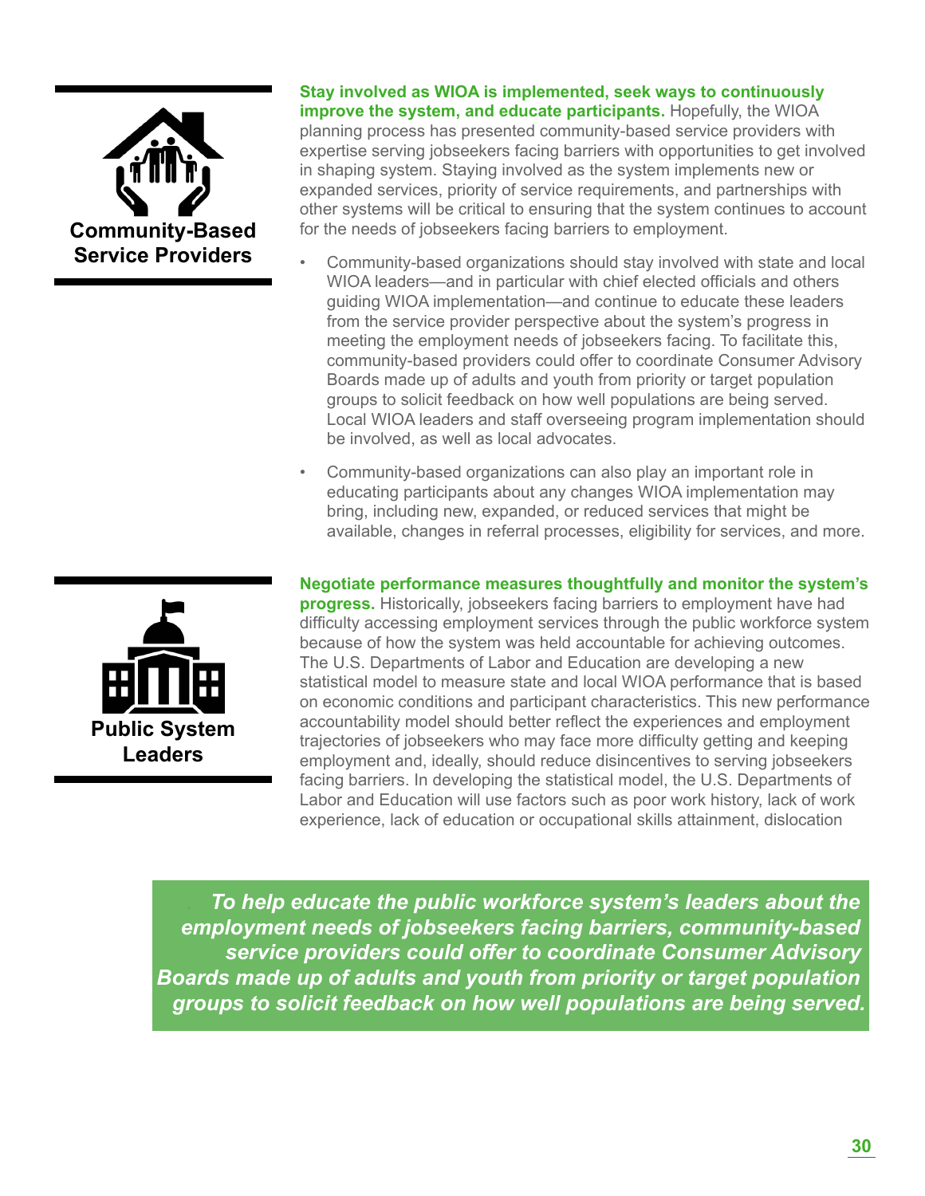## Community-Based Service Providers

**Stay involved as WIOA is implemented, seek ways to continuously improve the system, and educate participants.** Hopefully, the WIOA planning process has presented community-based service providers with expertise serving jobseekers facing barriers with opportunities to get involved in shaping system. Staying involved as the system implements new or expanded services, priority of service requirements, and partnerships with other systems will be critical to ensuring that the system continues to account for the needs of jobseekers facing barriers to employment.

- Community-based organizations should stay involved with state and local WIOA leaders—and in particular with chief elected officials and others guiding WIOA implementation—and continue to educate these leaders from the service provider perspective about the system's progress in meeting the employment needs of jobseekers facing. To facilitate this, community-based providers could offer to coordinate Consumer Advisory Boards made up of adults and youth from priority or target population groups to solicit feedback on how well populations are being served. Local WIOA leaders and staff overseeing program implementation should be involved, as well as local advocates.
- Community-based organizations can also play an important role in educating participants about any changes WIOA implementation may bring, including new, expanded, or reduced services that might be available, changes in referral processes, eligibility for services, and more.

## Public System Leaders

**Negotiate performance measures thoughtfully and monitor the system's progress.** Historically, jobseekers facing barriers to employment have had difficulty accessing employment services through the public workforce system because of how the system was held accountable for achieving outcomes. The U.S. Departments of Labor and Education are developing a new statistical model to measure state and local WIOA performance that is based on economic conditions and participant characteristics. This new performance accountability model should better reflect the experiences and employment trajectories of jobseekers who may face more difficulty getting and keeping employment and, ideally, should reduce disincentives to serving jobseekers facing barriers. In developing the statistical model, the U.S. Departments of Labor and Education will use factors such as poor work history, lack of work experience, lack of education or occupational skills attainment, dislocation

> ***To help educate the public workforce system's leaders about the employment needs of jobseekers facing barriers, community-based service providers could offer to coordinate Consumer Advisory Boards made up of adults and youth from priority or target population groups to solicit feedback on how well populations are being served.***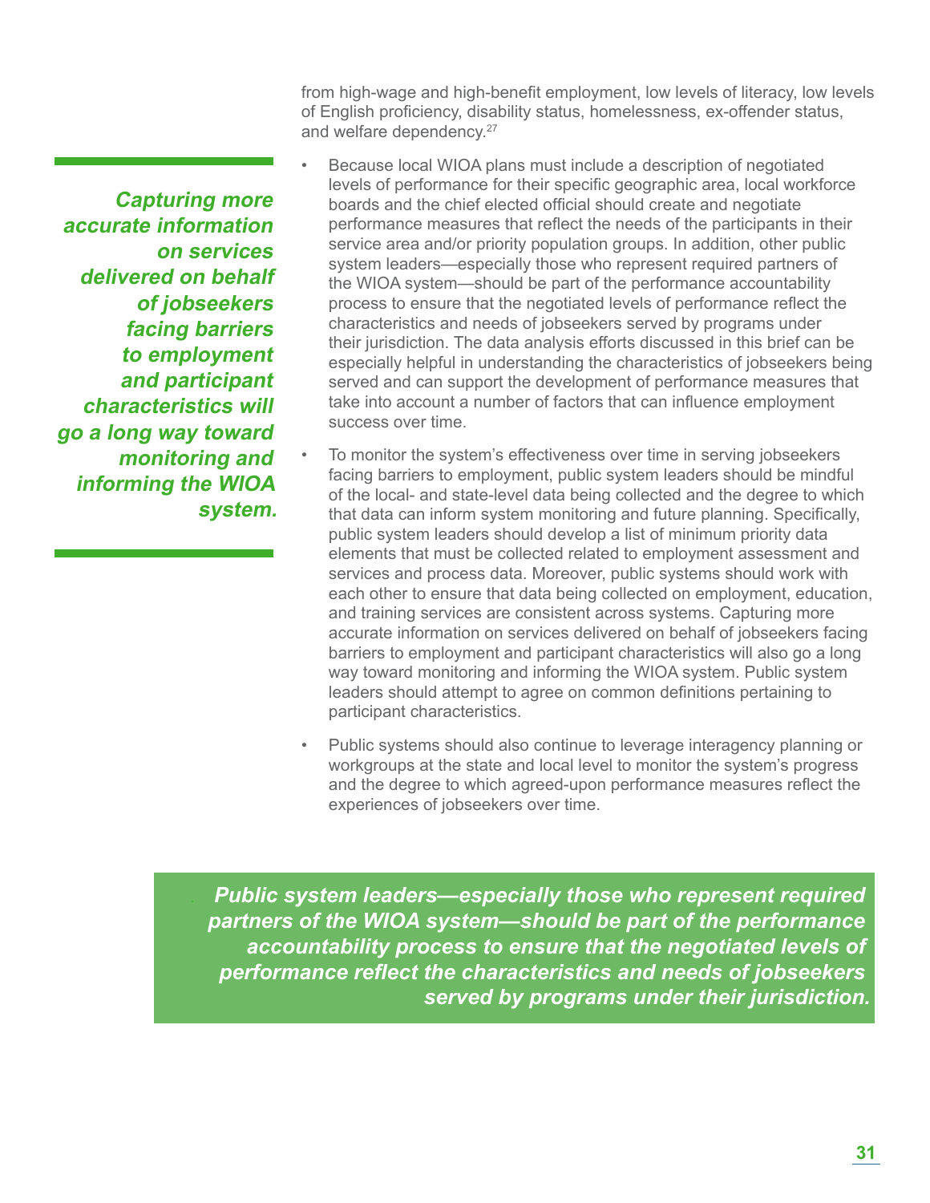from high-wage and high-benefit employment, low levels of literacy, low levels of English proficiency, disability status, homelessness, ex-offender status, and welfare dependency.[27]

> ***Capturing more accurate information on services delivered on behalf of jobseekers facing barriers to employment and participant characteristics will go a long way toward monitoring and informing the WIOA system.***

- Because local WIOA plans must include a description of negotiated levels of performance for their specific geographic area, local workforce boards and the chief elected official should create and negotiate performance measures that reflect the needs of the participants in their service area and/or priority population groups. In addition, other public system leaders—especially those who represent required partners of the WIOA system—should be part of the performance accountability process to ensure that the negotiated levels of performance reflect the characteristics and needs of jobseekers served by programs under their jurisdiction. The data analysis efforts discussed in this brief can be especially helpful in understanding the characteristics of jobseekers being served and can support the development of performance measures that take into account a number of factors that can influence employment success over time.
- To monitor the system's effectiveness over time in serving jobseekers facing barriers to employment, public system leaders should be mindful of the local- and state-level data being collected and the degree to which that data can inform system monitoring and future planning. Specifically, public system leaders should develop a list of minimum priority data elements that must be collected related to employment assessment and services and process data. Moreover, public systems should work with each other to ensure that data being collected on employment, education, and training services are consistent across systems. Capturing more accurate information on services delivered on behalf of jobseekers facing barriers to employment and participant characteristics will also go a long way toward monitoring and informing the WIOA system. Public system leaders should attempt to agree on common definitions pertaining to participant characteristics.
- Public systems should also continue to leverage interagency planning or workgroups at the state and local level to monitor the system's progress and the degree to which agreed-upon performance measures reflect the experiences of jobseekers over time.

> ***Public system leaders—especially those who represent required partners of the WIOA system—should be part of the performance accountability process to ensure that the negotiated levels of performance reflect the characteristics and needs of jobseekers served by programs under their jurisdiction.***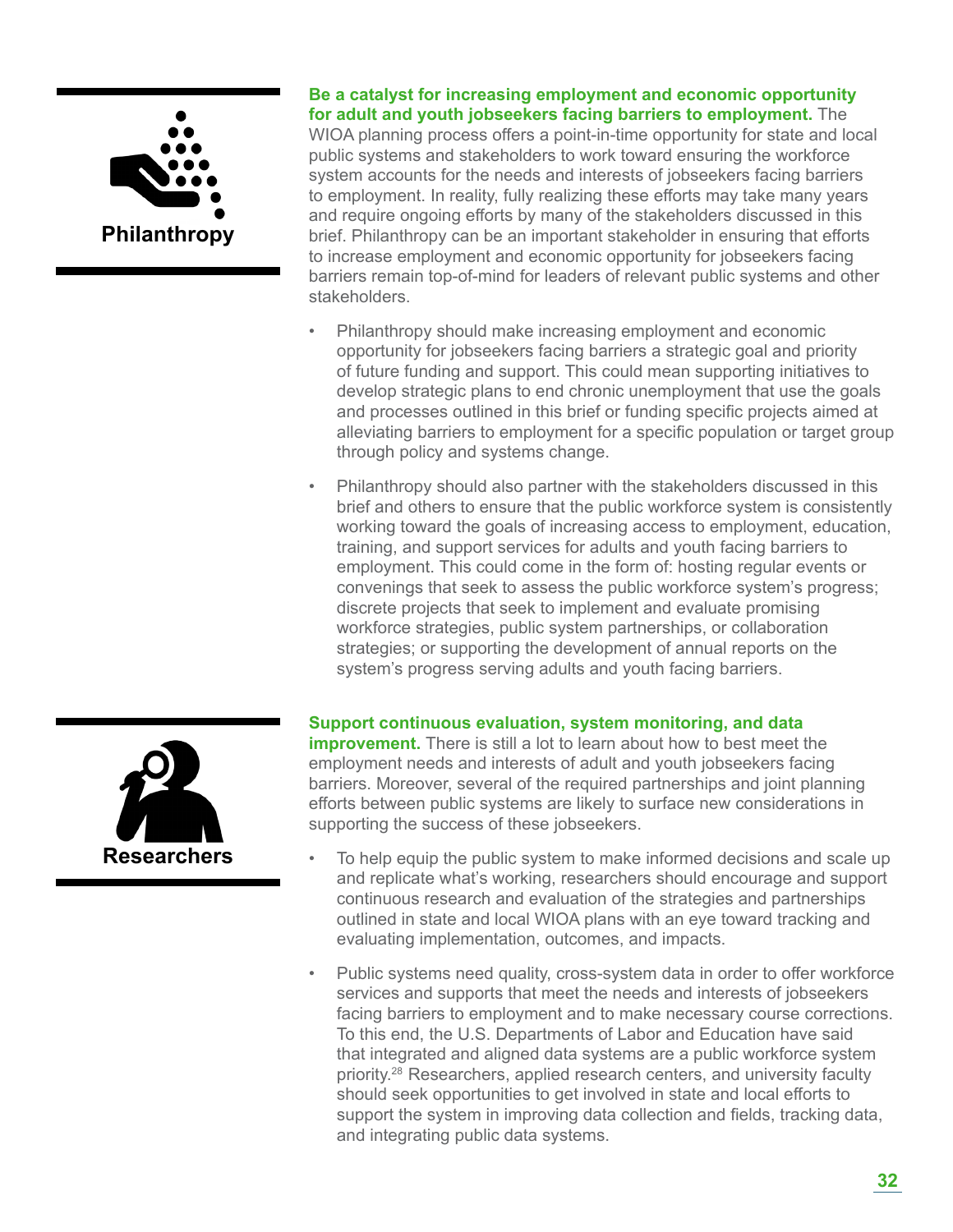### Philanthropy

**Be a catalyst for increasing employment and economic opportunity for adult and youth jobseekers facing barriers to employment.** The WIOA planning process offers a point-in-time opportunity for state and local public systems and stakeholders to work toward ensuring the workforce system accounts for the needs and interests of jobseekers facing barriers to employment. In reality, fully realizing these efforts may take many years and require ongoing efforts by many of the stakeholders discussed in this brief. Philanthropy can be an important stakeholder in ensuring that efforts to increase employment and economic opportunity for jobseekers facing barriers remain top-of-mind for leaders of relevant public systems and other stakeholders.

- Philanthropy should make increasing employment and economic opportunity for jobseekers facing barriers a strategic goal and priority of future funding and support. This could mean supporting initiatives to develop strategic plans to end chronic unemployment that use the goals and processes outlined in this brief or funding specific projects aimed at alleviating barriers to employment for a specific population or target group through policy and systems change.
- Philanthropy should also partner with the stakeholders discussed in this brief and others to ensure that the public workforce system is consistently working toward the goals of increasing access to employment, education, training, and support services for adults and youth facing barriers to employment. This could come in the form of: hosting regular events or convenings that seek to assess the public workforce system's progress; discrete projects that seek to implement and evaluate promising workforce strategies, public system partnerships, or collaboration strategies; or supporting the development of annual reports on the system's progress serving adults and youth facing barriers.

### Researchers

**Support continuous evaluation, system monitoring, and data improvement.** There is still a lot to learn about how to best meet the employment needs and interests of adult and youth jobseekers facing barriers. Moreover, several of the required partnerships and joint planning efforts between public systems are likely to surface new considerations in supporting the success of these jobseekers.

- To help equip the public system to make informed decisions and scale up and replicate what's working, researchers should encourage and support continuous research and evaluation of the strategies and partnerships outlined in state and local WIOA plans with an eye toward tracking and evaluating implementation, outcomes, and impacts.
- Public systems need quality, cross-system data in order to offer workforce services and supports that meet the needs and interests of jobseekers facing barriers to employment and to make necessary course corrections. To this end, the U.S. Departments of Labor and Education have said that integrated and aligned data systems are a public workforce system priority.[28] Researchers, applied research centers, and university faculty should seek opportunities to get involved in state and local efforts to support the system in improving data collection and fields, tracking data, and integrating public data systems.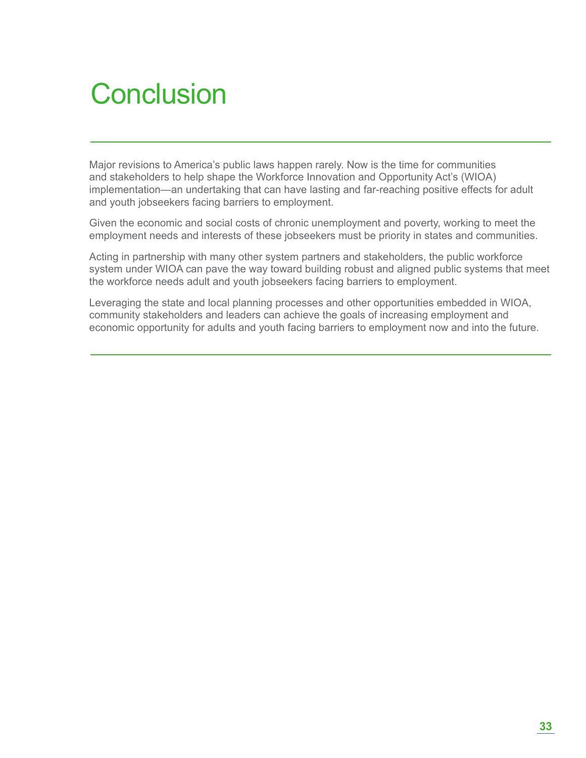# Conclusion

Major revisions to America's public laws happen rarely. Now is the time for communities and stakeholders to help shape the Workforce Innovation and Opportunity Act's (WIOA) implementation—an undertaking that can have lasting and far-reaching positive effects for adult and youth jobseekers facing barriers to employment.

Given the economic and social costs of chronic unemployment and poverty, working to meet the employment needs and interests of these jobseekers must be priority in states and communities.

Acting in partnership with many other system partners and stakeholders, the public workforce system under WIOA can pave the way toward building robust and aligned public systems that meet the workforce needs adult and youth jobseekers facing barriers to employment.

Leveraging the state and local planning processes and other opportunities embedded in WIOA, community stakeholders and leaders can achieve the goals of increasing employment and economic opportunity for adults and youth facing barriers to employment now and into the future.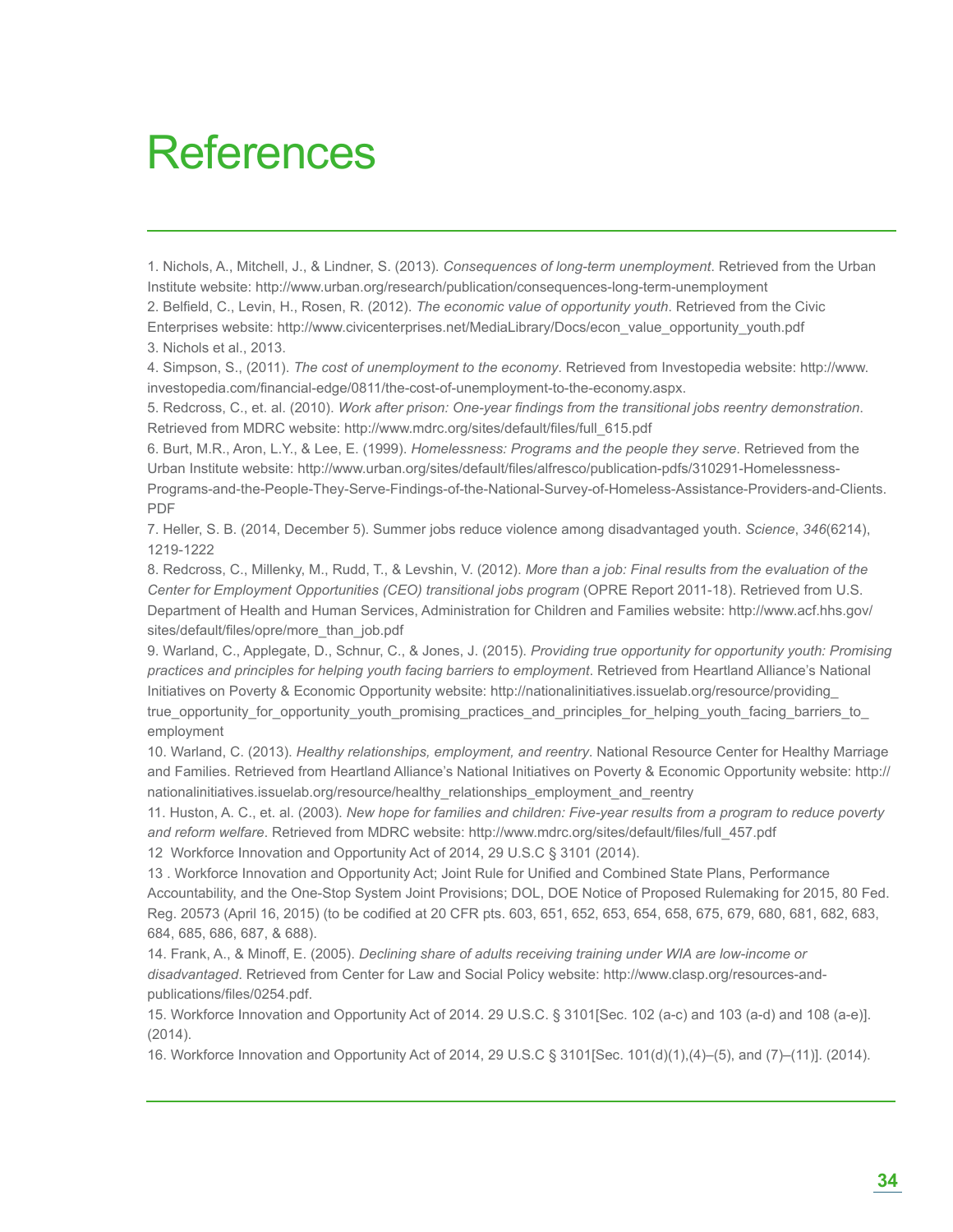# References

1. Nichols, A., Mitchell, J., & Lindner, S. (2013). *Consequences of long-term unemployment*. Retrieved from the Urban Institute website: http://www.urban.org/research/publication/consequences-long-term-unemployment
2. Belfield, C., Levin, H., Rosen, R. (2012). *The economic value of opportunity youth*. Retrieved from the Civic Enterprises website: http://www.civicenterprises.net/MediaLibrary/Docs/econ_value_opportunity_youth.pdf
3. Nichols et al., 2013.
4. Simpson, S., (2011). *The cost of unemployment to the economy*. Retrieved from Investopedia website: http://www.investopedia.com/financial-edge/0811/the-cost-of-unemployment-to-the-economy.aspx.
5. Redcross, C., et. al. (2010). *Work after prison: One-year findings from the transitional jobs reentry demonstration*. Retrieved from MDRC website: http://www.mdrc.org/sites/default/files/full_615.pdf
6. Burt, M.R., Aron, L.Y., & Lee, E. (1999). *Homelessness: Programs and the people they serve*. Retrieved from the Urban Institute website: http://www.urban.org/sites/default/files/alfresco/publication-pdfs/310291-Homelessness-Programs-and-the-People-They-Serve-Findings-of-the-National-Survey-of-Homeless-Assistance-Providers-and-Clients.PDF
7. Heller, S. B. (2014, December 5). Summer jobs reduce violence among disadvantaged youth. *Science*, *346*(6214), 1219-1222
8. Redcross, C., Millenky, M., Rudd, T., & Levshin, V. (2012). *More than a job: Final results from the evaluation of the Center for Employment Opportunities (CEO) transitional jobs program* (OPRE Report 2011-18). Retrieved from U.S. Department of Health and Human Services, Administration for Children and Families website: http://www.acf.hhs.gov/sites/default/files/opre/more_than_job.pdf
9. Warland, C., Applegate, D., Schnur, C., & Jones, J. (2015). *Providing true opportunity for opportunity youth: Promising practices and principles for helping youth facing barriers to employment*. Retrieved from Heartland Alliance's National Initiatives on Poverty & Economic Opportunity website: http://nationalinitiatives.issuelab.org/resource/providing_true_opportunity_for_opportunity_youth_promising_practices_and_principles_for_helping_youth_facing_barriers_to_employment
10. Warland, C. (2013). *Healthy relationships, employment, and reentry*. National Resource Center for Healthy Marriage and Families. Retrieved from Heartland Alliance's National Initiatives on Poverty & Economic Opportunity website: http://nationalinitiatives.issuelab.org/resource/healthy_relationships_employment_and_reentry
11. Huston, A. C., et. al. (2003). *New hope for families and children: Five-year results from a program to reduce poverty and reform welfare*. Retrieved from MDRC website: http://www.mdrc.org/sites/default/files/full_457.pdf
12 Workforce Innovation and Opportunity Act of 2014, 29 U.S.C § 3101 (2014).
13 . Workforce Innovation and Opportunity Act; Joint Rule for Unified and Combined State Plans, Performance Accountability, and the One-Stop System Joint Provisions; DOL, DOE Notice of Proposed Rulemaking for 2015, 80 Fed. Reg. 20573 (April 16, 2015) (to be codified at 20 CFR pts. 603, 651, 652, 653, 654, 658, 675, 679, 680, 681, 682, 683, 684, 685, 686, 687, & 688).
14. Frank, A., & Minoff, E. (2005). *Declining share of adults receiving training under WIA are low-income or disadvantaged*. Retrieved from Center for Law and Social Policy website: http://www.clasp.org/resources-and-publications/files/0254.pdf.
15. Workforce Innovation and Opportunity Act of 2014. 29 U.S.C. § 3101[Sec. 102 (a-c) and 103 (a-d) and 108 (a-e)]. (2014).
16. Workforce Innovation and Opportunity Act of 2014, 29 U.S.C § 3101[Sec. 101(d)(1),(4)–(5), and (7)–(11)]. (2014).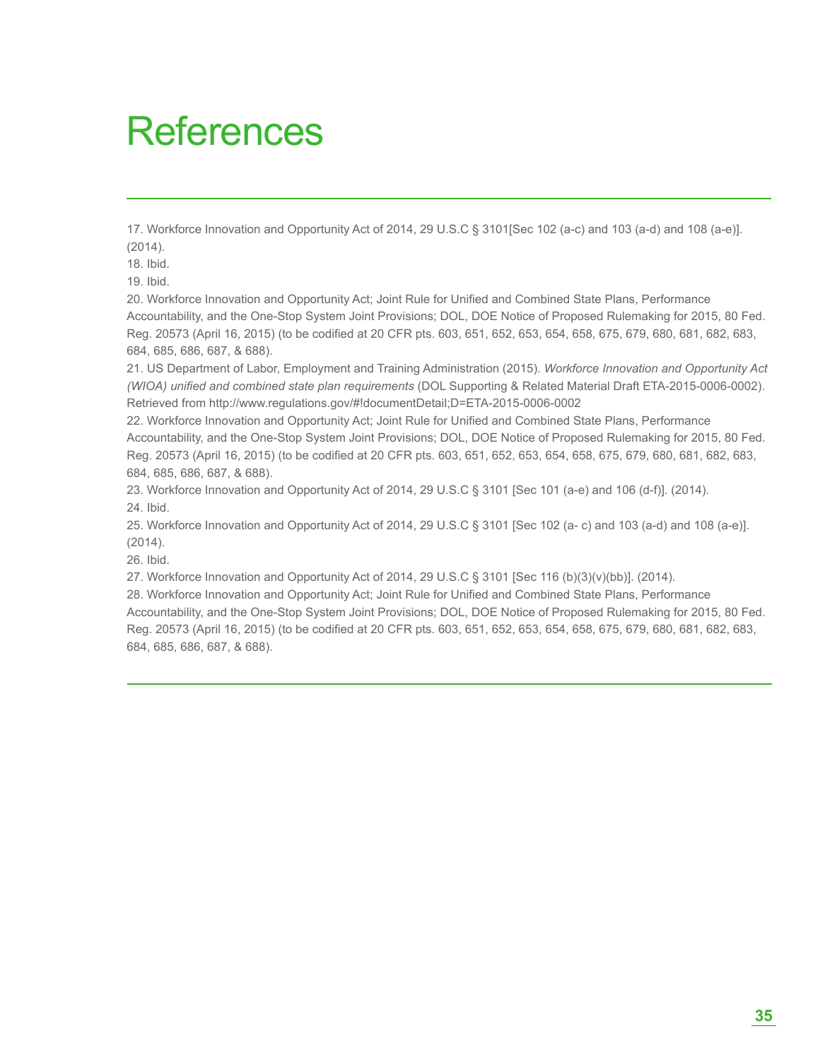# References

17. Workforce Innovation and Opportunity Act of 2014, 29 U.S.C § 3101[Sec 102 (a-c) and 103 (a-d) and 108 (a-e)]. (2014).

18. Ibid.

19. Ibid.

20. Workforce Innovation and Opportunity Act; Joint Rule for Unified and Combined State Plans, Performance Accountability, and the One-Stop System Joint Provisions; DOL, DOE Notice of Proposed Rulemaking for 2015, 80 Fed. Reg. 20573 (April 16, 2015) (to be codified at 20 CFR pts. 603, 651, 652, 653, 654, 658, 675, 679, 680, 681, 682, 683, 684, 685, 686, 687, & 688).

21. US Department of Labor, Employment and Training Administration (2015). *Workforce Innovation and Opportunity Act (WIOA) unified and combined state plan requirements* (DOL Supporting & Related Material Draft ETA-2015-0006-0002). Retrieved from http://www.regulations.gov/#!documentDetail;D=ETA-2015-0006-0002

22. Workforce Innovation and Opportunity Act; Joint Rule for Unified and Combined State Plans, Performance Accountability, and the One-Stop System Joint Provisions; DOL, DOE Notice of Proposed Rulemaking for 2015, 80 Fed. Reg. 20573 (April 16, 2015) (to be codified at 20 CFR pts. 603, 651, 652, 653, 654, 658, 675, 679, 680, 681, 682, 683, 684, 685, 686, 687, & 688).

23. Workforce Innovation and Opportunity Act of 2014, 29 U.S.C § 3101 [Sec 101 (a-e) and 106 (d-f)]. (2014).

24. Ibid.

25. Workforce Innovation and Opportunity Act of 2014, 29 U.S.C § 3101 [Sec 102 (a- c) and 103 (a-d) and 108 (a-e)]. (2014).

26. Ibid.

27. Workforce Innovation and Opportunity Act of 2014, 29 U.S.C § 3101 [Sec 116 (b)(3)(v)(bb)]. (2014).

28. Workforce Innovation and Opportunity Act; Joint Rule for Unified and Combined State Plans, Performance Accountability, and the One-Stop System Joint Provisions; DOL, DOE Notice of Proposed Rulemaking for 2015, 80 Fed. Reg. 20573 (April 16, 2015) (to be codified at 20 CFR pts. 603, 651, 652, 653, 654, 658, 675, 679, 680, 681, 682, 683, 684, 685, 686, 687, & 688).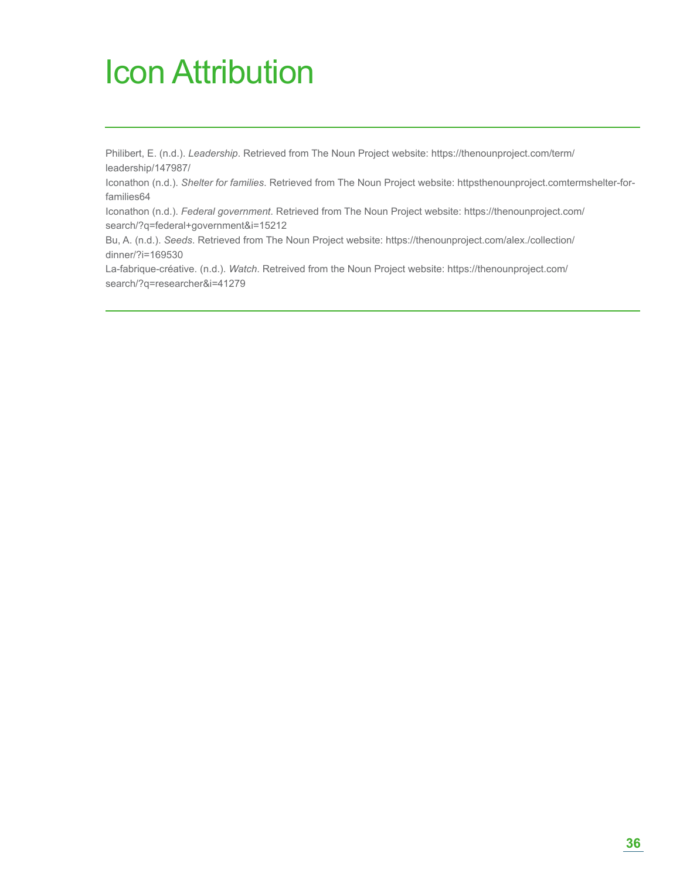# Icon Attribution

Philibert, E. (n.d.). *Leadership*. Retrieved from The Noun Project website: https://thenounproject.com/term/leadership/147987/

Iconathon (n.d.). *Shelter for families*. Retrieved from The Noun Project website: httpsthenounproject.comtermshelter-for-families64

Iconathon (n.d.). *Federal government*. Retrieved from The Noun Project website: https://thenounproject.com/search/?q=federal+government&i=15212

Bu, A. (n.d.). *Seeds*. Retrieved from The Noun Project website: https://thenounproject.com/alex./collection/dinner/?i=169530

La-fabrique-créative. (n.d.). *Watch*. Retreived from the Noun Project website: https://thenounproject.com/search/?q=researcher&i=41279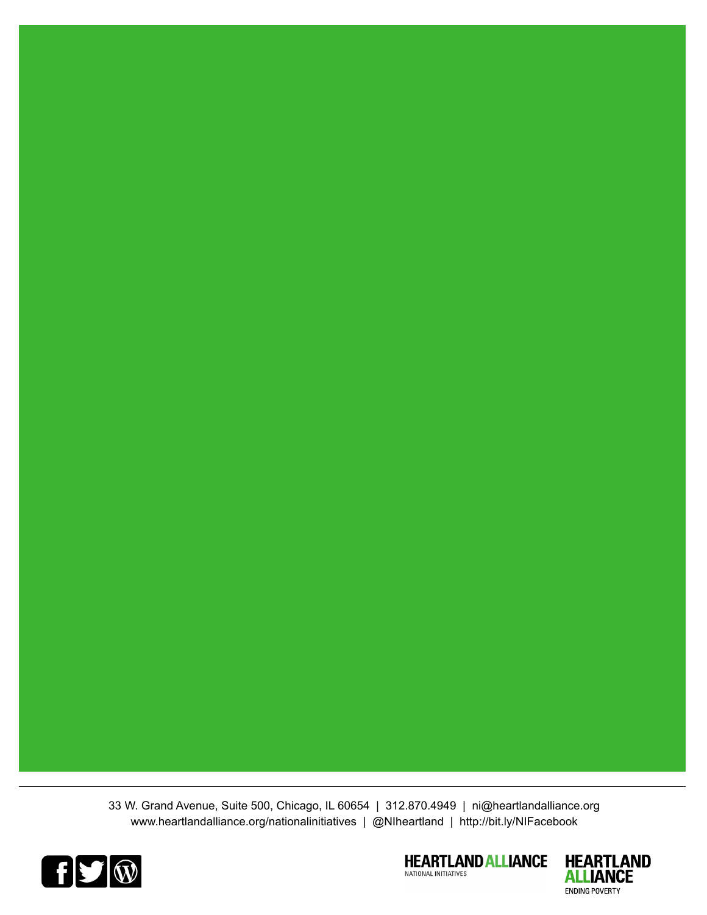33 W. Grand Avenue, Suite 500, Chicago, IL 60654 | 312.870.4949 | ni@heartlandalliance.org
www.heartlandalliance.org/nationalinitiatives | @NIheartland | http://bit.ly/NIFacebook

HEARTLAND ALLIANCE
NATIONAL INITIATIVES

HEARTLAND ALLIANCE
ENDING POVERTY